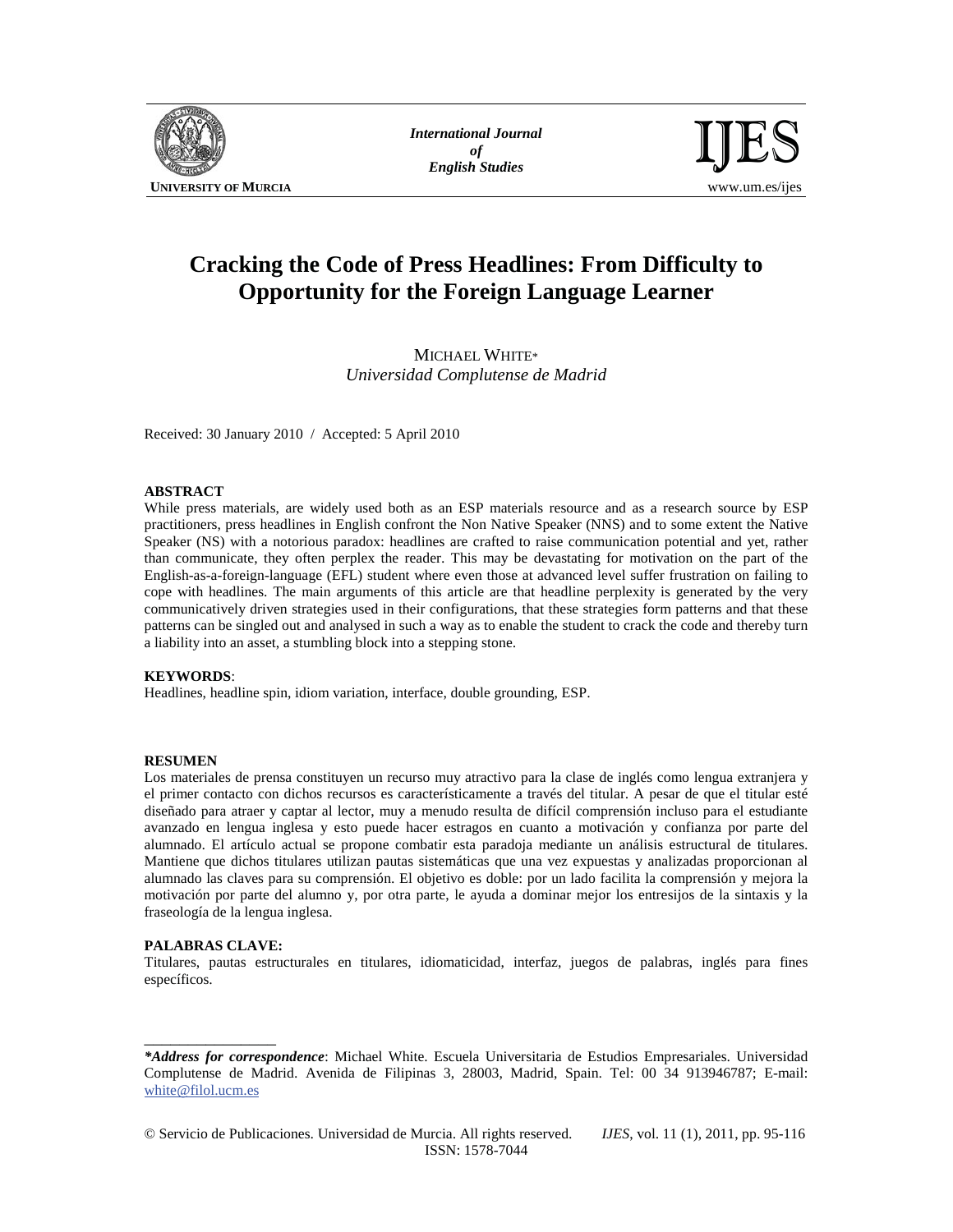# Cracking the Code of Press Headlines: From Difficulty to Opportunity for the Foreign Language Learner

MICHAEL WHITE*
*Universidad Complutense de Madrid*

Received: 30 January 2010 / Accepted: 5 April 2010

## ABSTRACT

While press materials, are widely used both as an ESP materials resource and as a research source by ESP practitioners, press headlines in English confront the Non Native Speaker (NNS) and to some extent the Native Speaker (NS) with a notorious paradox: headlines are crafted to raise communication potential and yet, rather than communicate, they often perplex the reader. This may be devastating for motivation on the part of the English-as-a-foreign-language (EFL) student where even those at advanced level suffer frustration on failing to cope with headlines. The main arguments of this article are that headline perplexity is generated by the very communicatively driven strategies used in their configurations, that these strategies form patterns and that these patterns can be singled out and analysed in such a way as to enable the student to crack the code and thereby turn a liability into an asset, a stumbling block into a stepping stone.

**KEYWORDS**:
Headlines, headline spin, idiom variation, interface, double grounding, ESP.

## RESUMEN

Los materiales de prensa constituyen un recurso muy atractivo para la clase de inglés como lengua extranjera y el primer contacto con dichos recursos es característicamente a través del titular. A pesar de que el titular esté diseñado para atraer y captar al lector, muy a menudo resulta de difícil comprensión incluso para el estudiante avanzado en lengua inglesa y esto puede hacer estragos en cuanto a motivación y confianza por parte del alumnado. El artículo actual se propone combatir esta paradoja mediante un análisis estructural de titulares. Mantiene que dichos titulares utilizan pautas sistemáticas que una vez expuestas y analizadas proporcionan al alumnado las claves para su comprensión. El objetivo es doble: por un lado facilita la comprensión y mejora la motivación por parte del alumno y, por otra parte, le ayuda a dominar mejor los entresijos de la sintaxis y la fraseología de la lengua inglesa.

**PALABRAS CLAVE:**
Titulares, pautas estructurales en titulares, idiomaticidad, interfaz, juegos de palabras, inglés para fines específicos.

---

***Address for correspondence***: Michael White. Escuela Universitaria de Estudios Empresariales. Universidad Complutense de Madrid. Avenida de Filipinas 3, 28003, Madrid, Spain. Tel: 00 34 913946787; E-mail: white@filol.ucm.es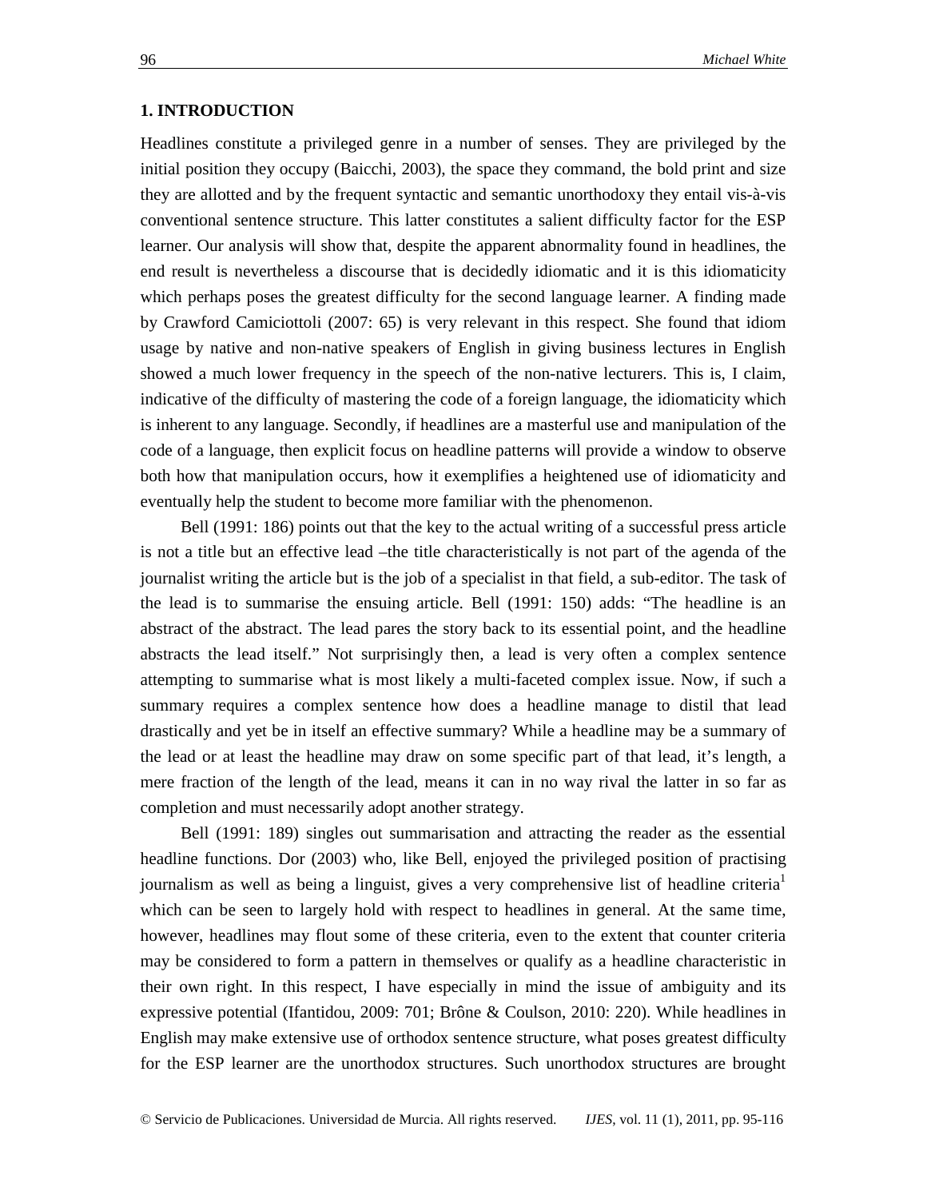## 1. INTRODUCTION

Headlines constitute a privileged genre in a number of senses. They are privileged by the initial position they occupy (Baicchi, 2003), the space they command, the bold print and size they are allotted and by the frequent syntactic and semantic unorthodoxy they entail vis-à-vis conventional sentence structure. This latter constitutes a salient difficulty factor for the ESP learner. Our analysis will show that, despite the apparent abnormality found in headlines, the end result is nevertheless a discourse that is decidedly idiomatic and it is this idiomaticity which perhaps poses the greatest difficulty for the second language learner. A finding made by Crawford Camiciottoli (2007: 65) is very relevant in this respect. She found that idiom usage by native and non-native speakers of English in giving business lectures in English showed a much lower frequency in the speech of the non-native lecturers. This is, I claim, indicative of the difficulty of mastering the code of a foreign language, the idiomaticity which is inherent to any language. Secondly, if headlines are a masterful use and manipulation of the code of a language, then explicit focus on headline patterns will provide a window to observe both how that manipulation occurs, how it exemplifies a heightened use of idiomaticity and eventually help the student to become more familiar with the phenomenon.

Bell (1991: 186) points out that the key to the actual writing of a successful press article is not a title but an effective lead –the title characteristically is not part of the agenda of the journalist writing the article but is the job of a specialist in that field, a sub-editor. The task of the lead is to summarise the ensuing article. Bell (1991: 150) adds: "The headline is an abstract of the abstract. The lead pares the story back to its essential point, and the headline abstracts the lead itself." Not surprisingly then, a lead is very often a complex sentence attempting to summarise what is most likely a multi-faceted complex issue. Now, if such a summary requires a complex sentence how does a headline manage to distil that lead drastically and yet be in itself an effective summary? While a headline may be a summary of the lead or at least the headline may draw on some specific part of that lead, it's length, a mere fraction of the length of the lead, means it can in no way rival the latter in so far as completion and must necessarily adopt another strategy.

Bell (1991: 189) singles out summarisation and attracting the reader as the essential headline functions. Dor (2003) who, like Bell, enjoyed the privileged position of practising journalism as well as being a linguist, gives a very comprehensive list of headline criteria[1] which can be seen to largely hold with respect to headlines in general. At the same time, however, headlines may flout some of these criteria, even to the extent that counter criteria may be considered to form a pattern in themselves or qualify as a headline characteristic in their own right. In this respect, I have especially in mind the issue of ambiguity and its expressive potential (Ifantidou, 2009: 701; Brône & Coulson, 2010: 220). While headlines in English may make extensive use of orthodox sentence structure, what poses greatest difficulty for the ESP learner are the unorthodox structures. Such unorthodox structures are brought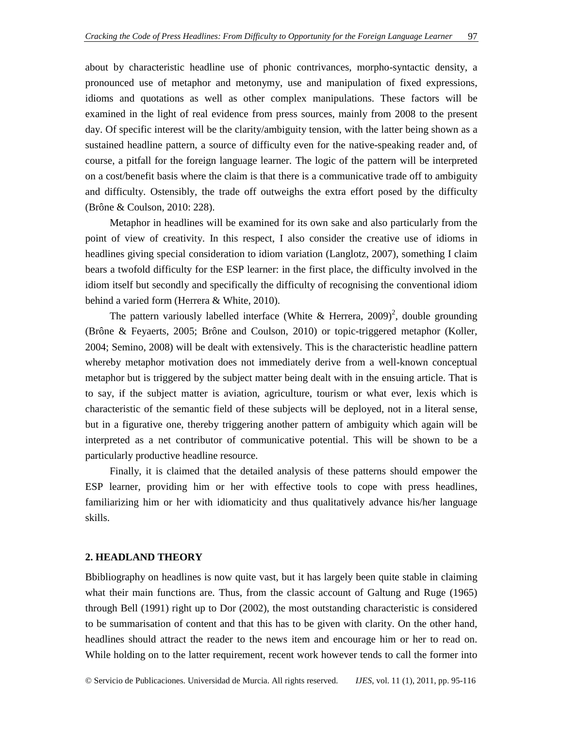about by characteristic headline use of phonic contrivances, morpho-syntactic density, a pronounced use of metaphor and metonymy, use and manipulation of fixed expressions, idioms and quotations as well as other complex manipulations. These factors will be examined in the light of real evidence from press sources, mainly from 2008 to the present day. Of specific interest will be the clarity/ambiguity tension, with the latter being shown as a sustained headline pattern, a source of difficulty even for the native-speaking reader and, of course, a pitfall for the foreign language learner. The logic of the pattern will be interpreted on a cost/benefit basis where the claim is that there is a communicative trade off to ambiguity and difficulty. Ostensibly, the trade off outweighs the extra effort posed by the difficulty (Brône & Coulson, 2010: 228).

Metaphor in headlines will be examined for its own sake and also particularly from the point of view of creativity. In this respect, I also consider the creative use of idioms in headlines giving special consideration to idiom variation (Langlotz, 2007), something I claim bears a twofold difficulty for the ESP learner: in the first place, the difficulty involved in the idiom itself but secondly and specifically the difficulty of recognising the conventional idiom behind a varied form (Herrera & White, 2010).

The pattern variously labelled interface (White & Herrera, 2009)[2], double grounding (Brône & Feyaerts, 2005; Brône and Coulson, 2010) or topic-triggered metaphor (Koller, 2004; Semino, 2008) will be dealt with extensively. This is the characteristic headline pattern whereby metaphor motivation does not immediately derive from a well-known conceptual metaphor but is triggered by the subject matter being dealt with in the ensuing article. That is to say, if the subject matter is aviation, agriculture, tourism or what ever, lexis which is characteristic of the semantic field of these subjects will be deployed, not in a literal sense, but in a figurative one, thereby triggering another pattern of ambiguity which again will be interpreted as a net contributor of communicative potential. This will be shown to be a particularly productive headline resource.

Finally, it is claimed that the detailed analysis of these patterns should empower the ESP learner, providing him or her with effective tools to cope with press headlines, familiarizing him or her with idiomaticity and thus qualitatively advance his/her language skills.

## 2. HEADLAND THEORY

Bbibliography on headlines is now quite vast, but it has largely been quite stable in claiming what their main functions are. Thus, from the classic account of Galtung and Ruge (1965) through Bell (1991) right up to Dor (2002), the most outstanding characteristic is considered to be summarisation of content and that this has to be given with clarity. On the other hand, headlines should attract the reader to the news item and encourage him or her to read on. While holding on to the latter requirement, recent work however tends to call the former into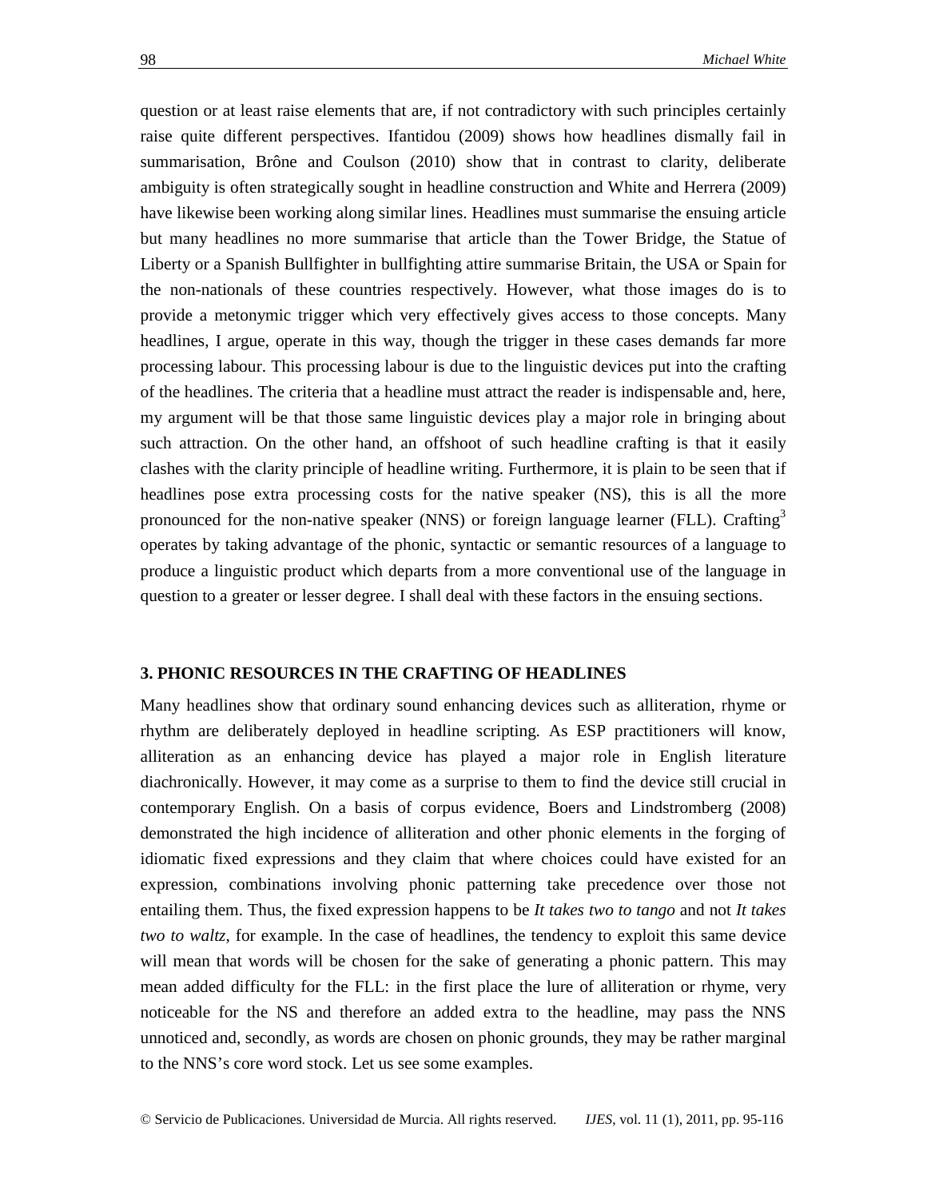question or at least raise elements that are, if not contradictory with such principles certainly raise quite different perspectives. Ifantidou (2009) shows how headlines dismally fail in summarisation, Brône and Coulson (2010) show that in contrast to clarity, deliberate ambiguity is often strategically sought in headline construction and White and Herrera (2009) have likewise been working along similar lines. Headlines must summarise the ensuing article but many headlines no more summarise that article than the Tower Bridge, the Statue of Liberty or a Spanish Bullfighter in bullfighting attire summarise Britain, the USA or Spain for the non-nationals of these countries respectively. However, what those images do is to provide a metonymic trigger which very effectively gives access to those concepts. Many headlines, I argue, operate in this way, though the trigger in these cases demands far more processing labour. This processing labour is due to the linguistic devices put into the crafting of the headlines. The criteria that a headline must attract the reader is indispensable and, here, my argument will be that those same linguistic devices play a major role in bringing about such attraction. On the other hand, an offshoot of such headline crafting is that it easily clashes with the clarity principle of headline writing. Furthermore, it is plain to be seen that if headlines pose extra processing costs for the native speaker (NS), this is all the more pronounced for the non-native speaker (NNS) or foreign language learner (FLL). Crafting[3] operates by taking advantage of the phonic, syntactic or semantic resources of a language to produce a linguistic product which departs from a more conventional use of the language in question to a greater or lesser degree. I shall deal with these factors in the ensuing sections.

## 3. PHONIC RESOURCES IN THE CRAFTING OF HEADLINES

Many headlines show that ordinary sound enhancing devices such as alliteration, rhyme or rhythm are deliberately deployed in headline scripting. As ESP practitioners will know, alliteration as an enhancing device has played a major role in English literature diachronically. However, it may come as a surprise to them to find the device still crucial in contemporary English. On a basis of corpus evidence, Boers and Lindstromberg (2008) demonstrated the high incidence of alliteration and other phonic elements in the forging of idiomatic fixed expressions and they claim that where choices could have existed for an expression, combinations involving phonic patterning take precedence over those not entailing them. Thus, the fixed expression happens to be *It takes two to tango* and not *It takes two to waltz*, for example. In the case of headlines, the tendency to exploit this same device will mean that words will be chosen for the sake of generating a phonic pattern. This may mean added difficulty for the FLL: in the first place the lure of alliteration or rhyme, very noticeable for the NS and therefore an added extra to the headline, may pass the NNS unnoticed and, secondly, as words are chosen on phonic grounds, they may be rather marginal to the NNS's core word stock. Let us see some examples.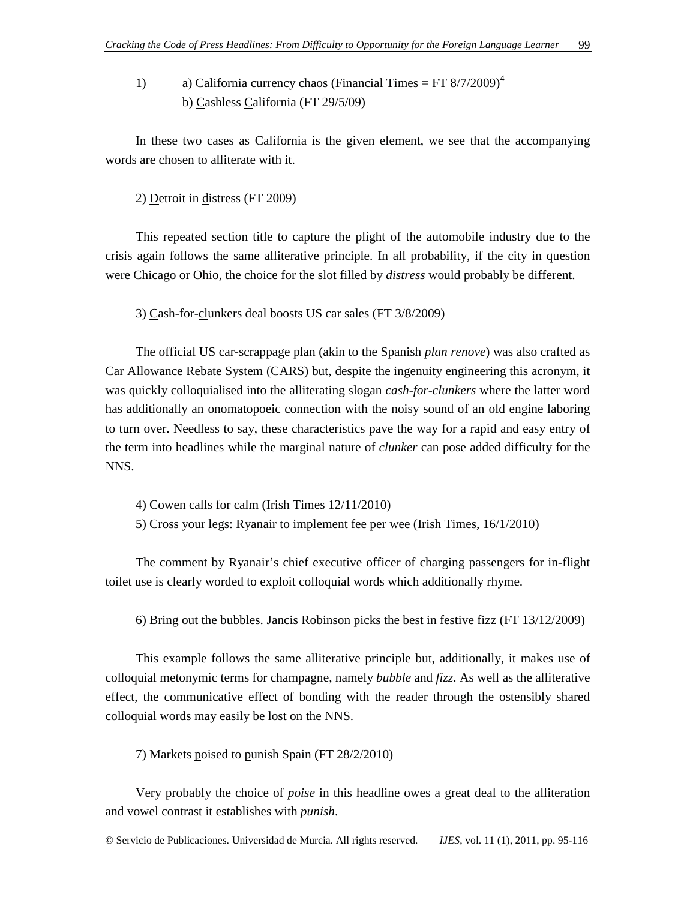1) a) California currency chaos (Financial Times = FT 8/7/2009)[4]  
b) Cashless California (FT 29/5/09)

In these two cases as California is the given element, we see that the accompanying words are chosen to alliterate with it.

2) Detroit in distress (FT 2009)

This repeated section title to capture the plight of the automobile industry due to the crisis again follows the same alliterative principle. In all probability, if the city in question were Chicago or Ohio, the choice for the slot filled by *distress* would probably be different.

3) Cash-for-clunkers deal boosts US car sales (FT 3/8/2009)

The official US car-scrappage plan (akin to the Spanish *plan renove*) was also crafted as Car Allowance Rebate System (CARS) but, despite the ingenuity engineering this acronym, it was quickly colloquialised into the alliterating slogan *cash-for-clunkers* where the latter word has additionally an onomatopoeic connection with the noisy sound of an old engine laboring to turn over. Needless to say, these characteristics pave the way for a rapid and easy entry of the term into headlines while the marginal nature of *clunker* can pose added difficulty for the NNS.

4) Cowen calls for calm (Irish Times 12/11/2010)  
5) Cross your legs: Ryanair to implement fee per wee (Irish Times, 16/1/2010)

The comment by Ryanair's chief executive officer of charging passengers for in-flight toilet use is clearly worded to exploit colloquial words which additionally rhyme.

6) Bring out the bubbles. Jancis Robinson picks the best in festive fizz (FT 13/12/2009)

This example follows the same alliterative principle but, additionally, it makes use of colloquial metonymic terms for champagne, namely *bubble* and *fizz*. As well as the alliterative effect, the communicative effect of bonding with the reader through the ostensibly shared colloquial words may easily be lost on the NNS.

7) Markets poised to punish Spain (FT 28/2/2010)

Very probably the choice of *poise* in this headline owes a great deal to the alliteration and vowel contrast it establishes with *punish*.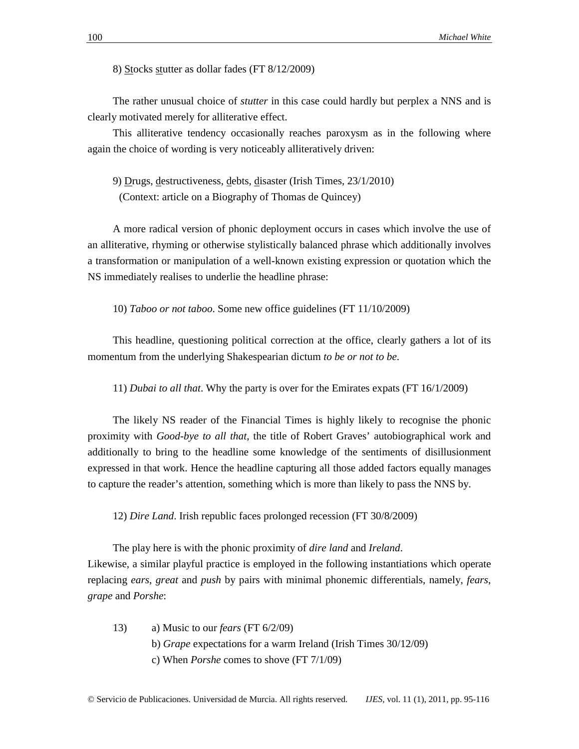8) <u>St</u>ocks <u>st</u>utter as dollar fades (FT 8/12/2009)

The rather unusual choice of *stutter* in this case could hardly but perplex a NNS and is clearly motivated merely for alliterative effect.

This alliterative tendency occasionally reaches paroxysm as in the following where again the choice of wording is very noticeably alliteratively driven:

9) <u>D</u>rugs, <u>d</u>estructiveness, <u>d</u>ebts, <u>d</u>isaster (Irish Times, 23/1/2010)
(Context: article on a Biography of Thomas de Quincey)

A more radical version of phonic deployment occurs in cases which involve the use of an alliterative, rhyming or otherwise stylistically balanced phrase which additionally involves a transformation or manipulation of a well-known existing expression or quotation which the NS immediately realises to underlie the headline phrase:

10) *Taboo or not taboo*. Some new office guidelines (FT 11/10/2009)

This headline, questioning political correction at the office, clearly gathers a lot of its momentum from the underlying Shakespearian dictum *to be or not to be*.

11) *Dubai to all that*. Why the party is over for the Emirates expats (FT 16/1/2009)

The likely NS reader of the Financial Times is highly likely to recognise the phonic proximity with *Good-bye to all that*, the title of Robert Graves' autobiographical work and additionally to bring to the headline some knowledge of the sentiments of disillusionment expressed in that work. Hence the headline capturing all those added factors equally manages to capture the reader's attention, something which is more than likely to pass the NNS by.

12) *Dire Land*. Irish republic faces prolonged recession (FT 30/8/2009)

The play here is with the phonic proximity of *dire land* and *Ireland*.
Likewise, a similar playful practice is employed in the following instantiations which operate replacing *ears*, *great* and *push* by pairs with minimal phonemic differentials, namely, *fears*, *grape* and *Porshe*:

13) a) Music to our *fears* (FT 6/2/09)
b) *Grape* expectations for a warm Ireland (Irish Times 30/12/09)
c) When *Porshe* comes to shove (FT 7/1/09)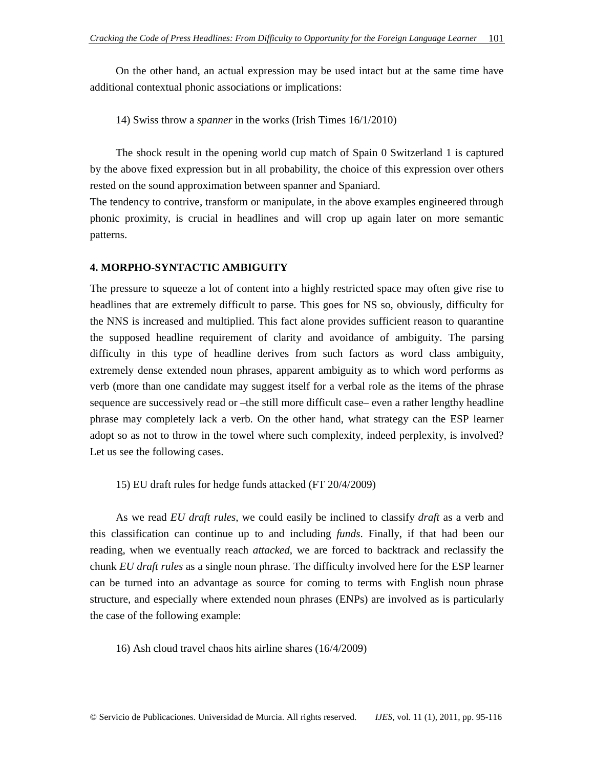On the other hand, an actual expression may be used intact but at the same time have additional contextual phonic associations or implications:

14) Swiss throw a *spanner* in the works (Irish Times 16/1/2010)

The shock result in the opening world cup match of Spain 0 Switzerland 1 is captured by the above fixed expression but in all probability, the choice of this expression over others rested on the sound approximation between spanner and Spaniard.

The tendency to contrive, transform or manipulate, in the above examples engineered through phonic proximity, is crucial in headlines and will crop up again later on more semantic patterns.

## 4. MORPHO-SYNTACTIC AMBIGUITY

The pressure to squeeze a lot of content into a highly restricted space may often give rise to headlines that are extremely difficult to parse. This goes for NS so, obviously, difficulty for the NNS is increased and multiplied. This fact alone provides sufficient reason to quarantine the supposed headline requirement of clarity and avoidance of ambiguity. The parsing difficulty in this type of headline derives from such factors as word class ambiguity, extremely dense extended noun phrases, apparent ambiguity as to which word performs as verb (more than one candidate may suggest itself for a verbal role as the items of the phrase sequence are successively read or –the still more difficult case– even a rather lengthy headline phrase may completely lack a verb. On the other hand, what strategy can the ESP learner adopt so as not to throw in the towel where such complexity, indeed perplexity, is involved? Let us see the following cases.

15) EU draft rules for hedge funds attacked (FT 20/4/2009)

As we read *EU draft rules*, we could easily be inclined to classify *draft* as a verb and this classification can continue up to and including *funds*. Finally, if that had been our reading, when we eventually reach *attacked*, we are forced to backtrack and reclassify the chunk *EU draft rules* as a single noun phrase. The difficulty involved here for the ESP learner can be turned into an advantage as source for coming to terms with English noun phrase structure, and especially where extended noun phrases (ENPs) are involved as is particularly the case of the following example:

16) Ash cloud travel chaos hits airline shares (16/4/2009)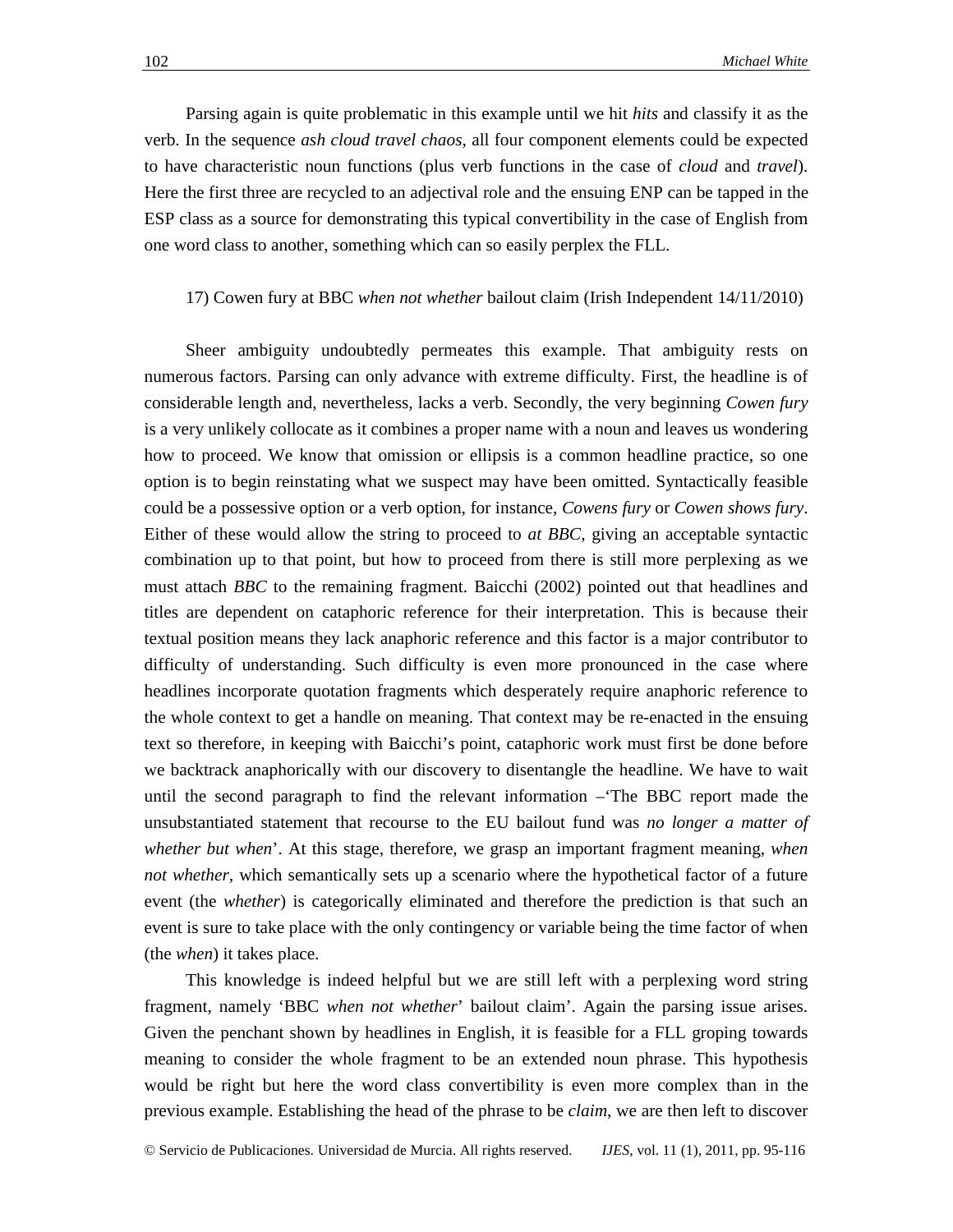Parsing again is quite problematic in this example until we hit *hits* and classify it as the verb. In the sequence *ash cloud travel chaos*, all four component elements could be expected to have characteristic noun functions (plus verb functions in the case of *cloud* and *travel*). Here the first three are recycled to an adjectival role and the ensuing ENP can be tapped in the ESP class as a source for demonstrating this typical convertibility in the case of English from one word class to another, something which can so easily perplex the FLL.

17) Cowen fury at BBC *when not whether* bailout claim (Irish Independent 14/11/2010)

Sheer ambiguity undoubtedly permeates this example. That ambiguity rests on numerous factors. Parsing can only advance with extreme difficulty. First, the headline is of considerable length and, nevertheless, lacks a verb. Secondly, the very beginning *Cowen fury* is a very unlikely collocate as it combines a proper name with a noun and leaves us wondering how to proceed. We know that omission or ellipsis is a common headline practice, so one option is to begin reinstating what we suspect may have been omitted. Syntactically feasible could be a possessive option or a verb option, for instance, *Cowens fury* or *Cowen shows fury*. Either of these would allow the string to proceed to *at BBC*, giving an acceptable syntactic combination up to that point, but how to proceed from there is still more perplexing as we must attach *BBC* to the remaining fragment. Baicchi (2002) pointed out that headlines and titles are dependent on cataphoric reference for their interpretation. This is because their textual position means they lack anaphoric reference and this factor is a major contributor to difficulty of understanding. Such difficulty is even more pronounced in the case where headlines incorporate quotation fragments which desperately require anaphoric reference to the whole context to get a handle on meaning. That context may be re-enacted in the ensuing text so therefore, in keeping with Baicchi's point, cataphoric work must first be done before we backtrack anaphorically with our discovery to disentangle the headline. We have to wait until the second paragraph to find the relevant information –'The BBC report made the unsubstantiated statement that recourse to the EU bailout fund was *no longer a matter of whether but when*'. At this stage, therefore, we grasp an important fragment meaning, *when not whether*, which semantically sets up a scenario where the hypothetical factor of a future event (the *whether*) is categorically eliminated and therefore the prediction is that such an event is sure to take place with the only contingency or variable being the time factor of when (the *when*) it takes place.

This knowledge is indeed helpful but we are still left with a perplexing word string fragment, namely 'BBC *when not whether*' bailout claim'. Again the parsing issue arises. Given the penchant shown by headlines in English, it is feasible for a FLL groping towards meaning to consider the whole fragment to be an extended noun phrase. This hypothesis would be right but here the word class convertibility is even more complex than in the previous example. Establishing the head of the phrase to be *claim*, we are then left to discover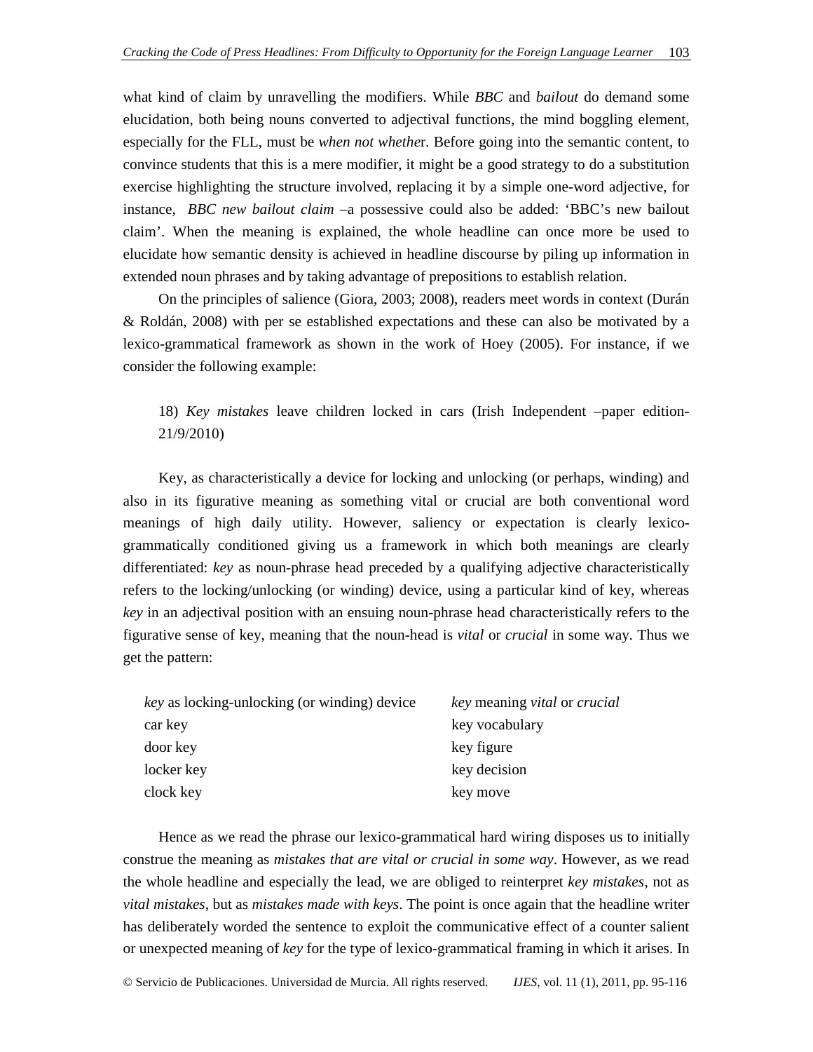what kind of claim by unravelling the modifiers. While *BBC* and *bailout* do demand some elucidation, both being nouns converted to adjectival functions, the mind boggling element, especially for the FLL, must be *when not whethe*r. Before going into the semantic content, to convince students that this is a mere modifier, it might be a good strategy to do a substitution exercise highlighting the structure involved, replacing it by a simple one-word adjective, for instance, *BBC new bailout claim* –a possessive could also be added: 'BBC's new bailout claim'. When the meaning is explained, the whole headline can once more be used to elucidate how semantic density is achieved in headline discourse by piling up information in extended noun phrases and by taking advantage of prepositions to establish relation.

On the principles of salience (Giora, 2003; 2008), readers meet words in context (Durán & Roldán, 2008) with per se established expectations and these can also be motivated by a lexico-grammatical framework as shown in the work of Hoey (2005). For instance, if we consider the following example:

> 18) *Key mistakes* leave children locked in cars (Irish Independent –paper edition- 21/9/2010)

Key, as characteristically a device for locking and unlocking (or perhaps, winding) and also in its figurative meaning as something vital or crucial are both conventional word meanings of high daily utility. However, saliency or expectation is clearly lexico-grammatically conditioned giving us a framework in which both meanings are clearly differentiated: *key* as noun-phrase head preceded by a qualifying adjective characteristically refers to the locking/unlocking (or winding) device, using a particular kind of key, whereas *key* in an adjectival position with an ensuing noun-phrase head characteristically refers to the figurative sense of key, meaning that the noun-head is *vital* or *crucial* in some way. Thus we get the pattern:

| *key* as locking-unlocking (or winding) device | *key* meaning *vital* or *crucial* |
|---|---|
| car key | key vocabulary |
| door key | key figure |
| locker key | key decision |
| clock key | key move |

Hence as we read the phrase our lexico-grammatical hard wiring disposes us to initially construe the meaning as *mistakes that are vital or crucial in some way*. However, as we read the whole headline and especially the lead, we are obliged to reinterpret *key mistakes*, not as *vital mistakes*, but as *mistakes made with keys*. The point is once again that the headline writer has deliberately worded the sentence to exploit the communicative effect of a counter salient or unexpected meaning of *key* for the type of lexico-grammatical framing in which it arises. In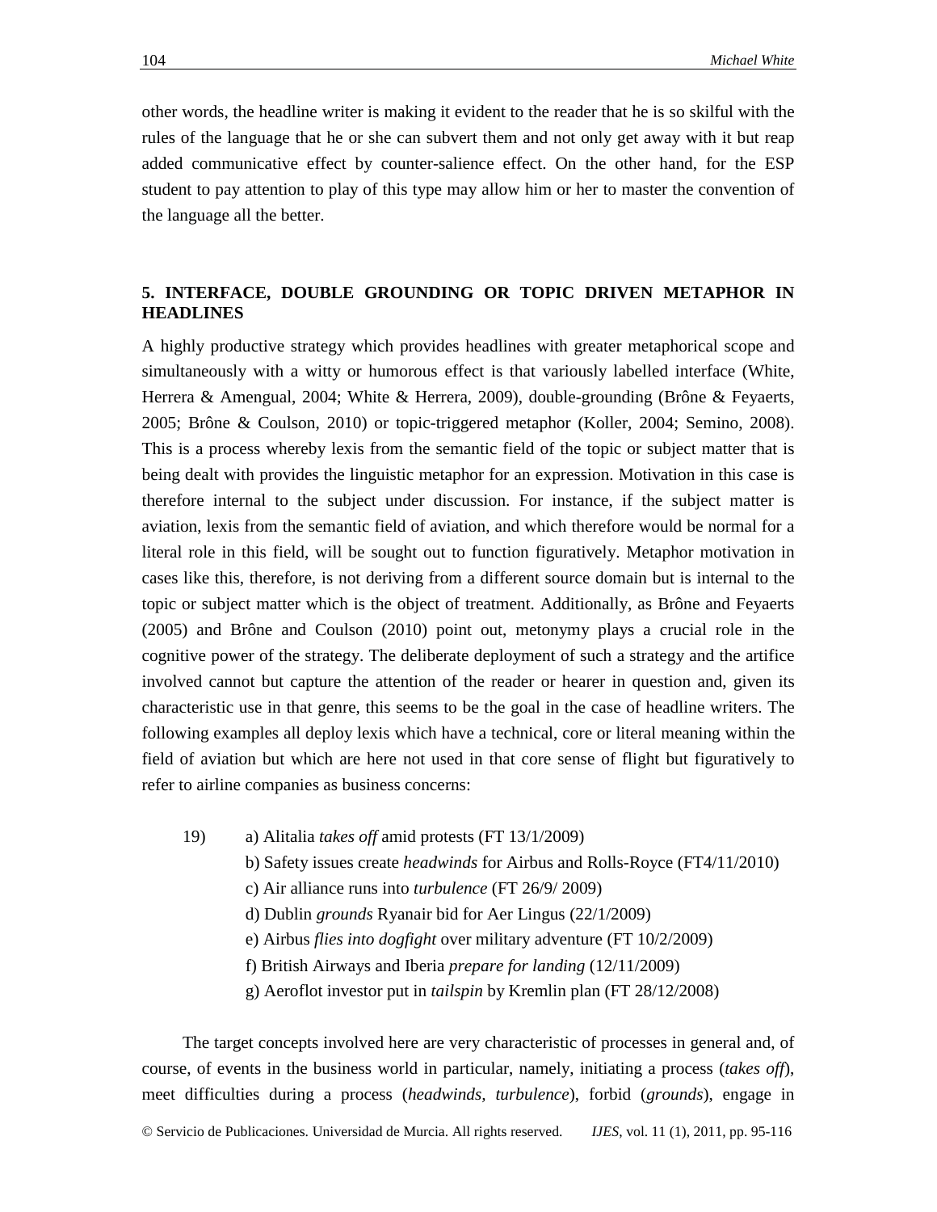other words, the headline writer is making it evident to the reader that he is so skilful with the rules of the language that he or she can subvert them and not only get away with it but reap added communicative effect by counter-salience effect. On the other hand, for the ESP student to pay attention to play of this type may allow him or her to master the convention of the language all the better.

## 5. INTERFACE, DOUBLE GROUNDING OR TOPIC DRIVEN METAPHOR IN HEADLINES

A highly productive strategy which provides headlines with greater metaphorical scope and simultaneously with a witty or humorous effect is that variously labelled interface (White, Herrera & Amengual, 2004; White & Herrera, 2009), double-grounding (Brône & Feyaerts, 2005; Brône & Coulson, 2010) or topic-triggered metaphor (Koller, 2004; Semino, 2008). This is a process whereby lexis from the semantic field of the topic or subject matter that is being dealt with provides the linguistic metaphor for an expression. Motivation in this case is therefore internal to the subject under discussion. For instance, if the subject matter is aviation, lexis from the semantic field of aviation, and which therefore would be normal for a literal role in this field, will be sought out to function figuratively. Metaphor motivation in cases like this, therefore, is not deriving from a different source domain but is internal to the topic or subject matter which is the object of treatment. Additionally, as Brône and Feyaerts (2005) and Brône and Coulson (2010) point out, metonymy plays a crucial role in the cognitive power of the strategy. The deliberate deployment of such a strategy and the artifice involved cannot but capture the attention of the reader or hearer in question and, given its characteristic use in that genre, this seems to be the goal in the case of headline writers. The following examples all deploy lexis which have a technical, core or literal meaning within the field of aviation but which are here not used in that core sense of flight but figuratively to refer to airline companies as business concerns:

19) a) Alitalia *takes off* amid protests (FT 13/1/2009)
b) Safety issues create *headwinds* for Airbus and Rolls-Royce (FT4/11/2010)
c) Air alliance runs into *turbulence* (FT 26/9/ 2009)
d) Dublin *grounds* Ryanair bid for Aer Lingus (22/1/2009)
e) Airbus *flies into dogfight* over military adventure (FT 10/2/2009)
f) British Airways and Iberia *prepare for landing* (12/11/2009)
g) Aeroflot investor put in *tailspin* by Kremlin plan (FT 28/12/2008)

The target concepts involved here are very characteristic of processes in general and, of course, of events in the business world in particular, namely, initiating a process (*takes off*), meet difficulties during a process (*headwinds*, *turbulence*), forbid (*grounds*), engage in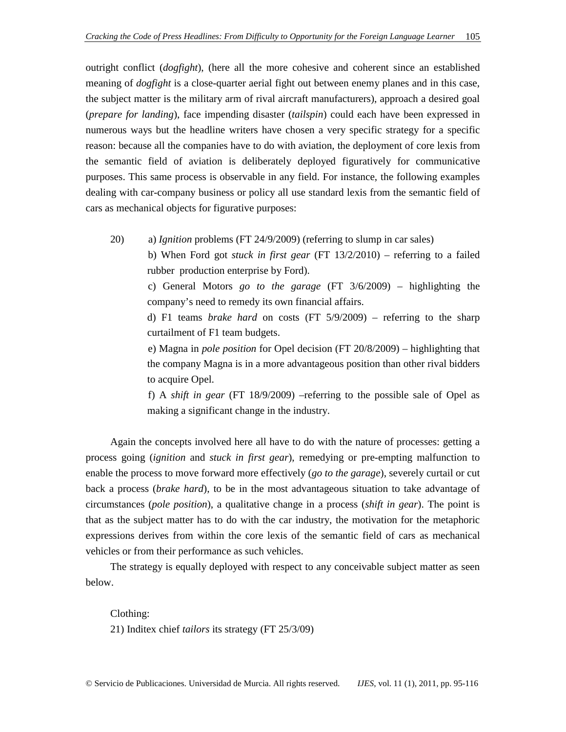outright conflict (*dogfight*), (here all the more cohesive and coherent since an established meaning of *dogfight* is a close-quarter aerial fight out between enemy planes and in this case, the subject matter is the military arm of rival aircraft manufacturers), approach a desired goal (*prepare for landing*), face impending disaster (*tailspin*) could each have been expressed in numerous ways but the headline writers have chosen a very specific strategy for a specific reason: because all the companies have to do with aviation, the deployment of core lexis from the semantic field of aviation is deliberately deployed figuratively for communicative purposes. This same process is observable in any field. For instance, the following examples dealing with car-company business or policy all use standard lexis from the semantic field of cars as mechanical objects for figurative purposes:

20) a) *Ignition* problems (FT 24/9/2009) (referring to slump in car sales)

b) When Ford got *stuck in first gear* (FT 13/2/2010) – referring to a failed rubber production enterprise by Ford).

c) General Motors *go to the garage* (FT 3/6/2009) – highlighting the company's need to remedy its own financial affairs.

d) F1 teams *brake hard* on costs (FT 5/9/2009) – referring to the sharp curtailment of F1 team budgets.

e) Magna in *pole position* for Opel decision (FT 20/8/2009) – highlighting that the company Magna is in a more advantageous position than other rival bidders to acquire Opel.

f) A *shift in gear* (FT 18/9/2009) –referring to the possible sale of Opel as making a significant change in the industry.

Again the concepts involved here all have to do with the nature of processes: getting a process going (*ignition* and *stuck in first gear*), remedying or pre-empting malfunction to enable the process to move forward more effectively (*go to the garage*), severely curtail or cut back a process (*brake hard*), to be in the most advantageous situation to take advantage of circumstances (*pole position*), a qualitative change in a process (*shift in gear*). The point is that as the subject matter has to do with the car industry, the motivation for the metaphoric expressions derives from within the core lexis of the semantic field of cars as mechanical vehicles or from their performance as such vehicles.

The strategy is equally deployed with respect to any conceivable subject matter as seen below.

Clothing:

21) Inditex chief *tailors* its strategy (FT 25/3/09)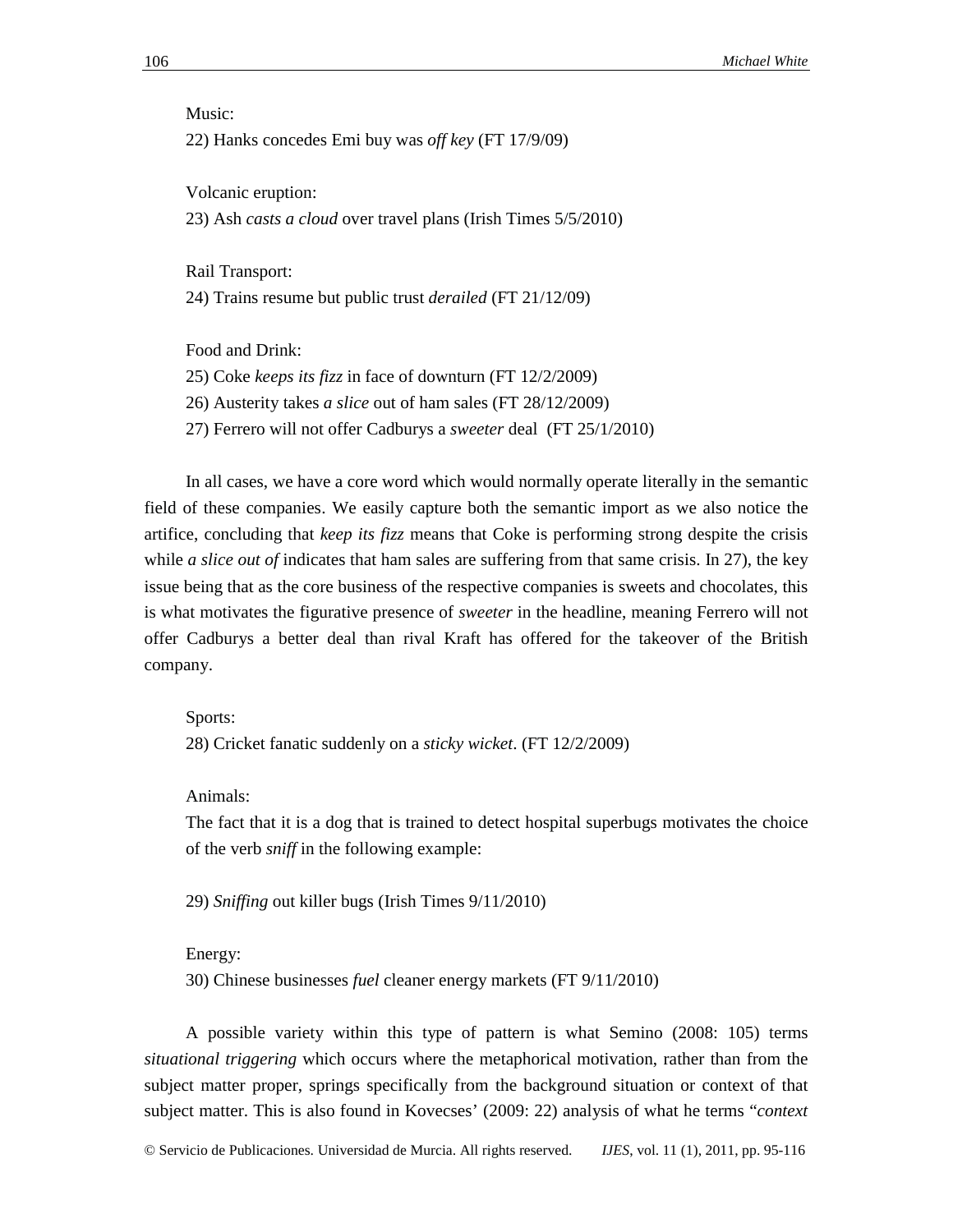Music:

22) Hanks concedes Emi buy was *off key* (FT 17/9/09)

Volcanic eruption:

23) Ash *casts a cloud* over travel plans (Irish Times 5/5/2010)

Rail Transport:

24) Trains resume but public trust *derailed* (FT 21/12/09)

Food and Drink:

25) Coke *keeps its fizz* in face of downturn (FT 12/2/2009)

26) Austerity takes *a slice* out of ham sales (FT 28/12/2009)

27) Ferrero will not offer Cadburys a *sweeter* deal (FT 25/1/2010)

In all cases, we have a core word which would normally operate literally in the semantic field of these companies. We easily capture both the semantic import as we also notice the artifice, concluding that *keep its fizz* means that Coke is performing strong despite the crisis while *a slice out of* indicates that ham sales are suffering from that same crisis. In 27), the key issue being that as the core business of the respective companies is sweets and chocolates, this is what motivates the figurative presence of *sweeter* in the headline, meaning Ferrero will not offer Cadburys a better deal than rival Kraft has offered for the takeover of the British company.

Sports:

28) Cricket fanatic suddenly on a *sticky wicket*. (FT 12/2/2009)

Animals:

The fact that it is a dog that is trained to detect hospital superbugs motivates the choice of the verb *sniff* in the following example:

29) *Sniffing* out killer bugs (Irish Times 9/11/2010)

Energy:

30) Chinese businesses *fuel* cleaner energy markets (FT 9/11/2010)

A possible variety within this type of pattern is what Semino (2008: 105) terms *situational triggering* which occurs where the metaphorical motivation, rather than from the subject matter proper, springs specifically from the background situation or context of that subject matter. This is also found in Kovecses' (2009: 22) analysis of what he terms "*context*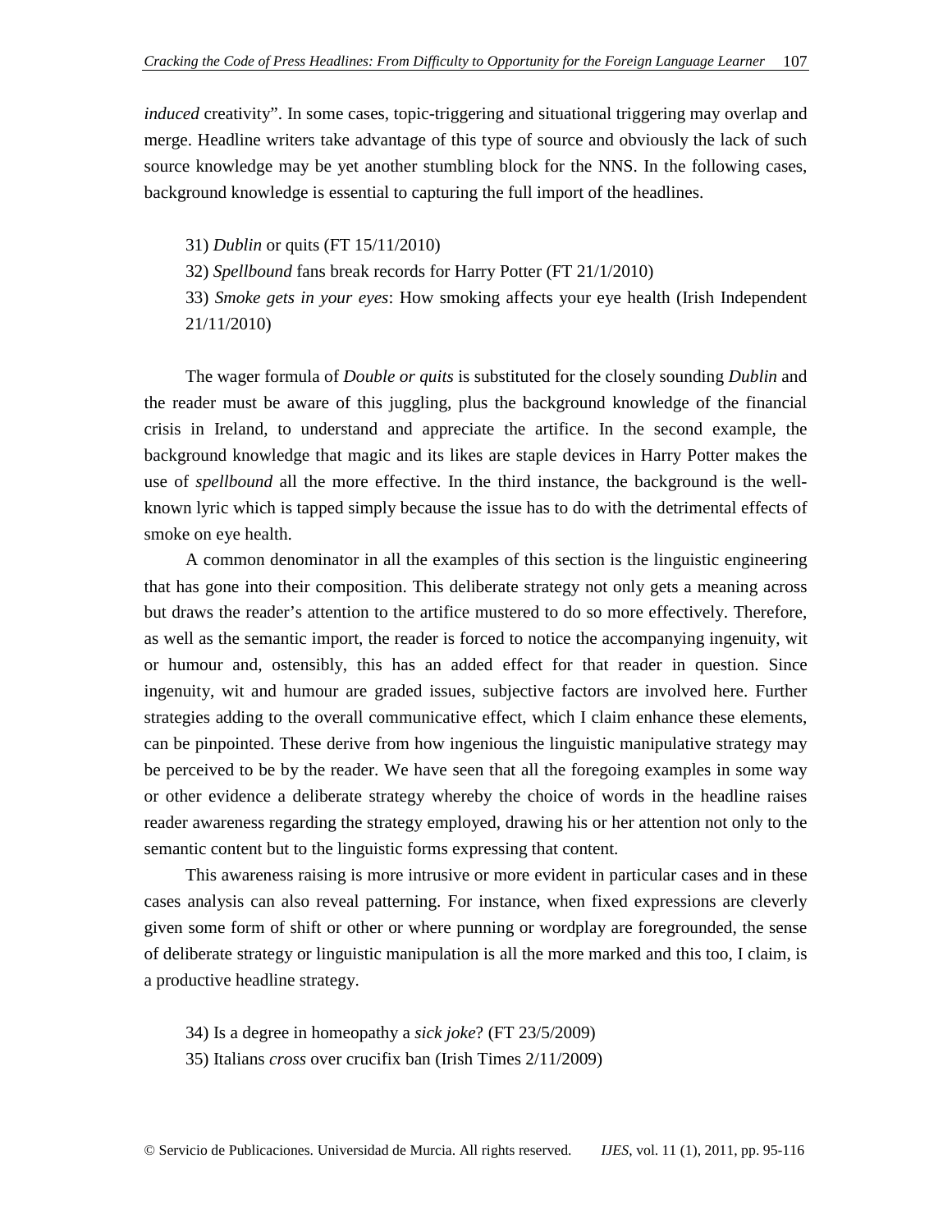*induced* creativity". In some cases, topic-triggering and situational triggering may overlap and merge. Headline writers take advantage of this type of source and obviously the lack of such source knowledge may be yet another stumbling block for the NNS. In the following cases, background knowledge is essential to capturing the full import of the headlines.

31) *Dublin* or quits (FT 15/11/2010)
32) *Spellbound* fans break records for Harry Potter (FT 21/1/2010)
33) *Smoke gets in your eyes*: How smoking affects your eye health (Irish Independent 21/11/2010)

The wager formula of *Double or quits* is substituted for the closely sounding *Dublin* and the reader must be aware of this juggling, plus the background knowledge of the financial crisis in Ireland, to understand and appreciate the artifice. In the second example, the background knowledge that magic and its likes are staple devices in Harry Potter makes the use of *spellbound* all the more effective. In the third instance, the background is the well-known lyric which is tapped simply because the issue has to do with the detrimental effects of smoke on eye health.

A common denominator in all the examples of this section is the linguistic engineering that has gone into their composition. This deliberate strategy not only gets a meaning across but draws the reader's attention to the artifice mustered to do so more effectively. Therefore, as well as the semantic import, the reader is forced to notice the accompanying ingenuity, wit or humour and, ostensibly, this has an added effect for that reader in question. Since ingenuity, wit and humour are graded issues, subjective factors are involved here. Further strategies adding to the overall communicative effect, which I claim enhance these elements, can be pinpointed. These derive from how ingenious the linguistic manipulative strategy may be perceived to be by the reader. We have seen that all the foregoing examples in some way or other evidence a deliberate strategy whereby the choice of words in the headline raises reader awareness regarding the strategy employed, drawing his or her attention not only to the semantic content but to the linguistic forms expressing that content.

This awareness raising is more intrusive or more evident in particular cases and in these cases analysis can also reveal patterning. For instance, when fixed expressions are cleverly given some form of shift or other or where punning or wordplay are foregrounded, the sense of deliberate strategy or linguistic manipulation is all the more marked and this too, I claim, is a productive headline strategy.

34) Is a degree in homeopathy a *sick joke*? (FT 23/5/2009)
35) Italians *cross* over crucifix ban (Irish Times 2/11/2009)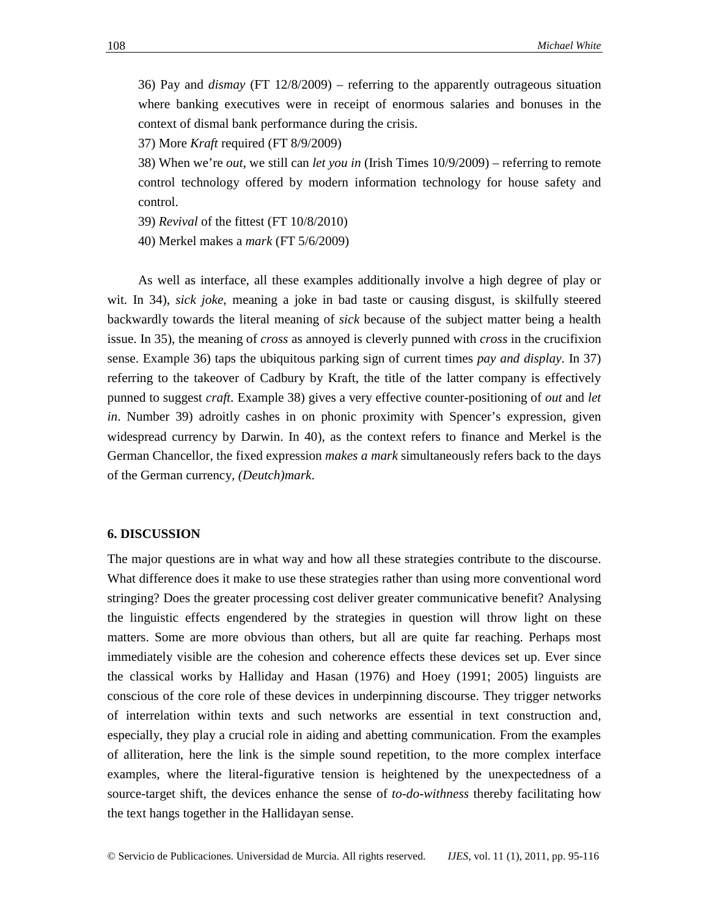36) Pay and *dismay* (FT 12/8/2009) – referring to the apparently outrageous situation where banking executives were in receipt of enormous salaries and bonuses in the context of dismal bank performance during the crisis.

37) More *Kraft* required (FT 8/9/2009)

38) When we're *out*, we still can *let you in* (Irish Times 10/9/2009) – referring to remote control technology offered by modern information technology for house safety and control.

39) *Revival* of the fittest (FT 10/8/2010)

40) Merkel makes a *mark* (FT 5/6/2009)

As well as interface, all these examples additionally involve a high degree of play or wit. In 34), *sick joke*, meaning a joke in bad taste or causing disgust, is skilfully steered backwardly towards the literal meaning of *sick* because of the subject matter being a health issue. In 35), the meaning of *cross* as annoyed is cleverly punned with *cross* in the crucifixion sense. Example 36) taps the ubiquitous parking sign of current times *pay and display*. In 37) referring to the takeover of Cadbury by Kraft, the title of the latter company is effectively punned to suggest *craft*. Example 38) gives a very effective counter-positioning of *out* and *let in*. Number 39) adroitly cashes in on phonic proximity with Spencer's expression, given widespread currency by Darwin. In 40), as the context refers to finance and Merkel is the German Chancellor, the fixed expression *makes a mark* simultaneously refers back to the days of the German currency, *(Deutch)mark*.

## 6. DISCUSSION

The major questions are in what way and how all these strategies contribute to the discourse. What difference does it make to use these strategies rather than using more conventional word stringing? Does the greater processing cost deliver greater communicative benefit? Analysing the linguistic effects engendered by the strategies in question will throw light on these matters. Some are more obvious than others, but all are quite far reaching. Perhaps most immediately visible are the cohesion and coherence effects these devices set up. Ever since the classical works by Halliday and Hasan (1976) and Hoey (1991; 2005) linguists are conscious of the core role of these devices in underpinning discourse. They trigger networks of interrelation within texts and such networks are essential in text construction and, especially, they play a crucial role in aiding and abetting communication. From the examples of alliteration, here the link is the simple sound repetition, to the more complex interface examples, where the literal-figurative tension is heightened by the unexpectedness of a source-target shift, the devices enhance the sense of *to-do-withness* thereby facilitating how the text hangs together in the Hallidayan sense.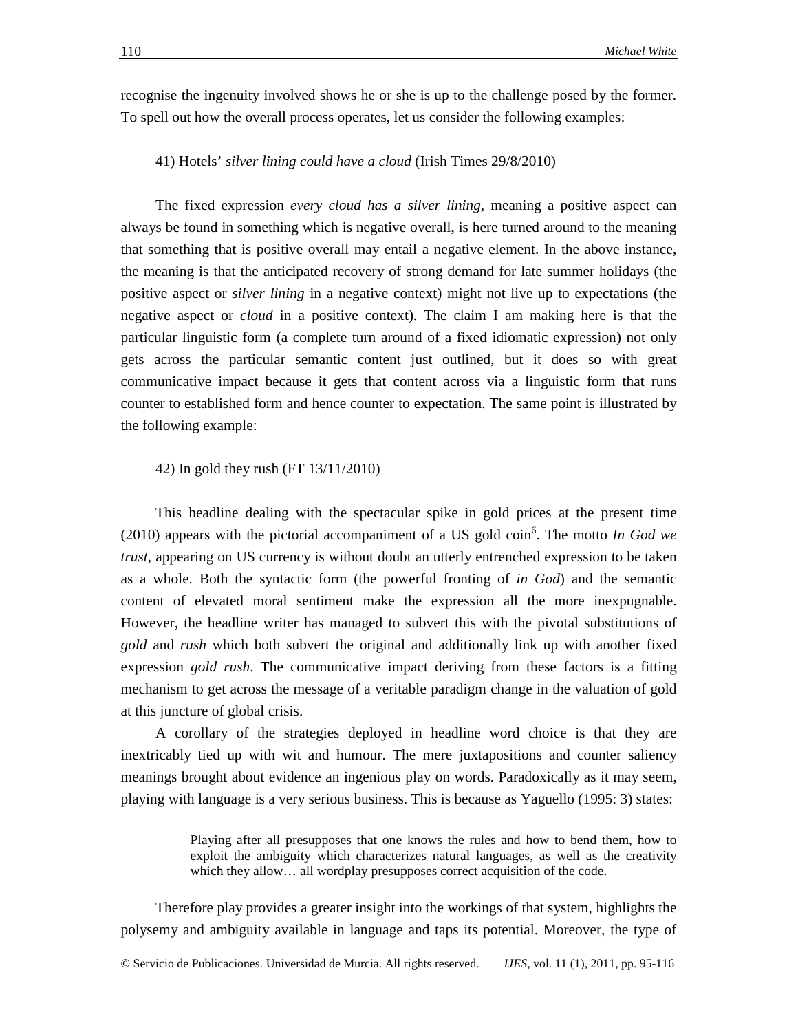recognise the ingenuity involved shows he or she is up to the challenge posed by the former. To spell out how the overall process operates, let us consider the following examples:

41) Hotels' *silver lining could have a cloud* (Irish Times 29/8/2010)

The fixed expression *every cloud has a silver lining*, meaning a positive aspect can always be found in something which is negative overall, is here turned around to the meaning that something that is positive overall may entail a negative element. In the above instance, the meaning is that the anticipated recovery of strong demand for late summer holidays (the positive aspect or *silver lining* in a negative context) might not live up to expectations (the negative aspect or *cloud* in a positive context). The claim I am making here is that the particular linguistic form (a complete turn around of a fixed idiomatic expression) not only gets across the particular semantic content just outlined, but it does so with great communicative impact because it gets that content across via a linguistic form that runs counter to established form and hence counter to expectation. The same point is illustrated by the following example:

42) In gold they rush (FT 13/11/2010)

This headline dealing with the spectacular spike in gold prices at the present time (2010) appears with the pictorial accompaniment of a US gold coin[6]. The motto *In God we trust*, appearing on US currency is without doubt an utterly entrenched expression to be taken as a whole. Both the syntactic form (the powerful fronting of *in God*) and the semantic content of elevated moral sentiment make the expression all the more inexpugnable. However, the headline writer has managed to subvert this with the pivotal substitutions of *gold* and *rush* which both subvert the original and additionally link up with another fixed expression *gold rush*. The communicative impact deriving from these factors is a fitting mechanism to get across the message of a veritable paradigm change in the valuation of gold at this juncture of global crisis.

A corollary of the strategies deployed in headline word choice is that they are inextricably tied up with wit and humour. The mere juxtapositions and counter saliency meanings brought about evidence an ingenious play on words. Paradoxically as it may seem, playing with language is a very serious business. This is because as Yaguello (1995: 3) states:

> Playing after all presupposes that one knows the rules and how to bend them, how to exploit the ambiguity which characterizes natural languages, as well as the creativity which they allow… all wordplay presupposes correct acquisition of the code.

Therefore play provides a greater insight into the workings of that system, highlights the polysemy and ambiguity available in language and taps its potential. Moreover, the type of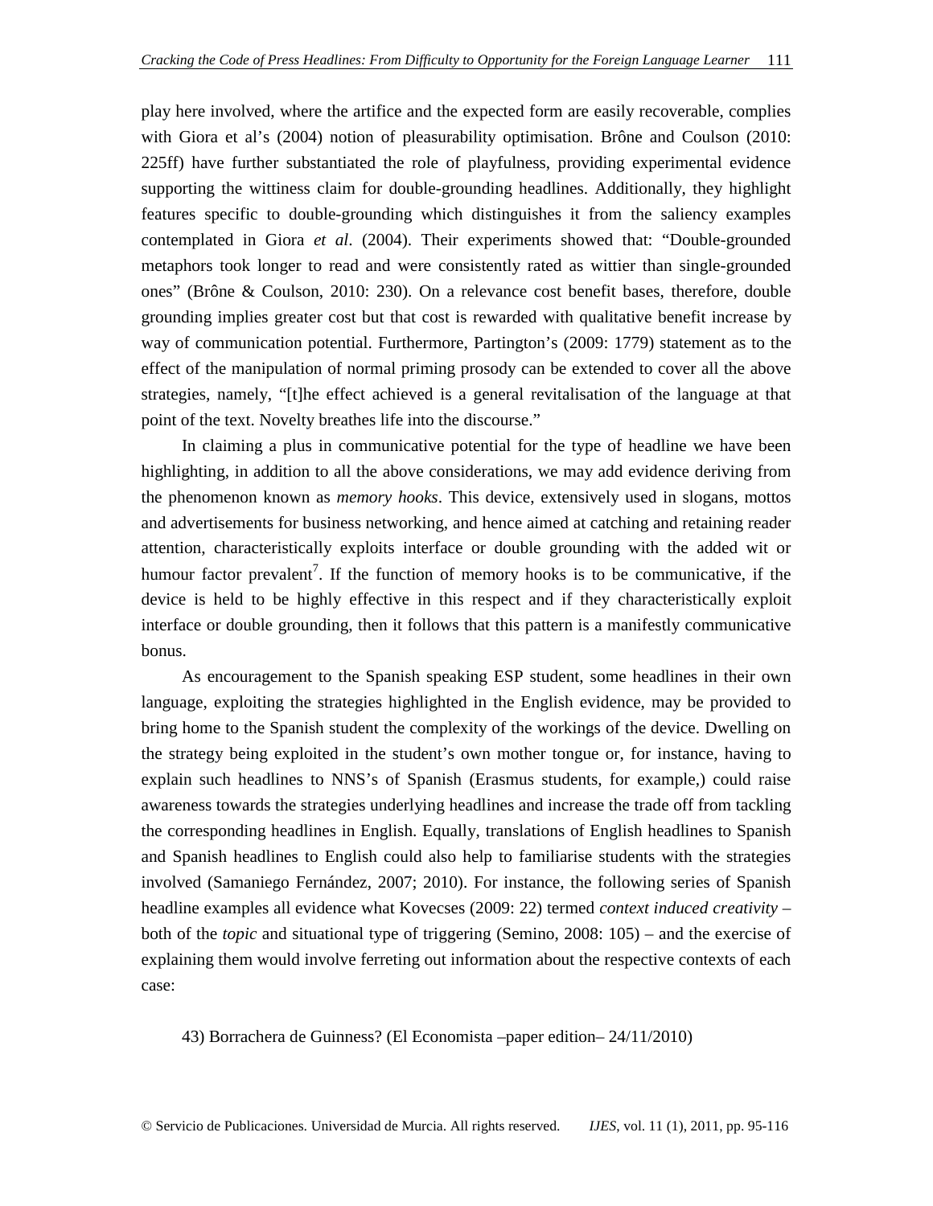play here involved, where the artifice and the expected form are easily recoverable, complies with Giora et al's (2004) notion of pleasurability optimisation. Brône and Coulson (2010: 225ff) have further substantiated the role of playfulness, providing experimental evidence supporting the wittiness claim for double-grounding headlines. Additionally, they highlight features specific to double-grounding which distinguishes it from the saliency examples contemplated in Giora *et al*. (2004). Their experiments showed that: "Double-grounded metaphors took longer to read and were consistently rated as wittier than single-grounded ones" (Brône & Coulson, 2010: 230). On a relevance cost benefit bases, therefore, double grounding implies greater cost but that cost is rewarded with qualitative benefit increase by way of communication potential. Furthermore, Partington's (2009: 1779) statement as to the effect of the manipulation of normal priming prosody can be extended to cover all the above strategies, namely, "[t]he effect achieved is a general revitalisation of the language at that point of the text. Novelty breathes life into the discourse."

In claiming a plus in communicative potential for the type of headline we have been highlighting, in addition to all the above considerations, we may add evidence deriving from the phenomenon known as *memory hooks*. This device, extensively used in slogans, mottos and advertisements for business networking, and hence aimed at catching and retaining reader attention, characteristically exploits interface or double grounding with the added wit or humour factor prevalent[7]. If the function of memory hooks is to be communicative, if the device is held to be highly effective in this respect and if they characteristically exploit interface or double grounding, then it follows that this pattern is a manifestly communicative bonus.

As encouragement to the Spanish speaking ESP student, some headlines in their own language, exploiting the strategies highlighted in the English evidence, may be provided to bring home to the Spanish student the complexity of the workings of the device. Dwelling on the strategy being exploited in the student's own mother tongue or, for instance, having to explain such headlines to NNS's of Spanish (Erasmus students, for example,) could raise awareness towards the strategies underlying headlines and increase the trade off from tackling the corresponding headlines in English. Equally, translations of English headlines to Spanish and Spanish headlines to English could also help to familiarise students with the strategies involved (Samaniego Fernández, 2007; 2010). For instance, the following series of Spanish headline examples all evidence what Kovecses (2009: 22) termed *context induced creativity* – both of the *topic* and situational type of triggering (Semino, 2008: 105) – and the exercise of explaining them would involve ferreting out information about the respective contexts of each case:

43) Borrachera de Guinness? (El Economista –paper edition– 24/11/2010)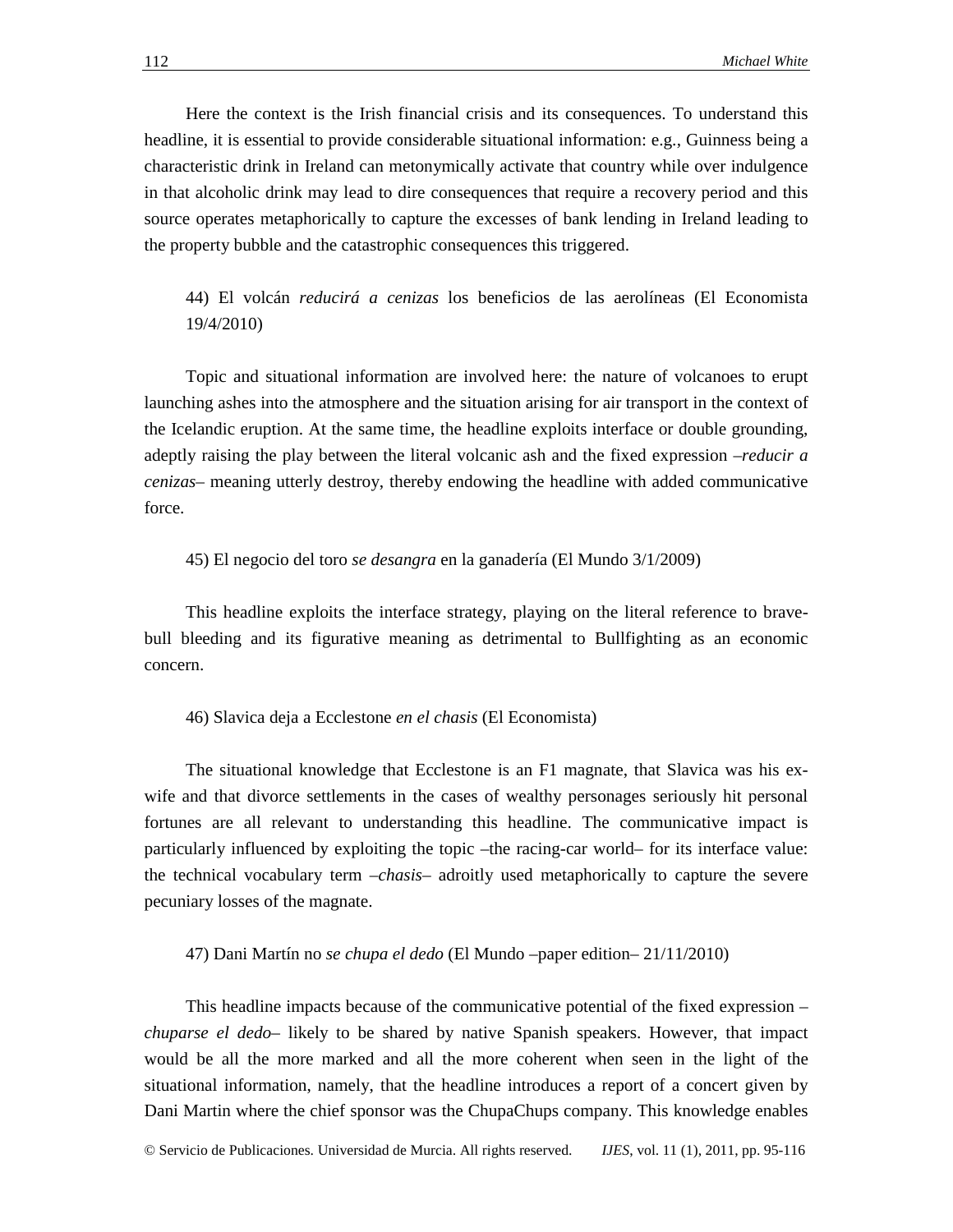Here the context is the Irish financial crisis and its consequences. To understand this headline, it is essential to provide considerable situational information: e.g., Guinness being a characteristic drink in Ireland can metonymically activate that country while over indulgence in that alcoholic drink may lead to dire consequences that require a recovery period and this source operates metaphorically to capture the excesses of bank lending in Ireland leading to the property bubble and the catastrophic consequences this triggered.

44) El volcán *reducirá a cenizas* los beneficios de las aerolíneas (El Economista 19/4/2010)

Topic and situational information are involved here: the nature of volcanoes to erupt launching ashes into the atmosphere and the situation arising for air transport in the context of the Icelandic eruption. At the same time, the headline exploits interface or double grounding, adeptly raising the play between the literal volcanic ash and the fixed expression –*reducir a cenizas*– meaning utterly destroy, thereby endowing the headline with added communicative force.

45) El negocio del toro *se desangra* en la ganadería (El Mundo 3/1/2009)

This headline exploits the interface strategy, playing on the literal reference to brave-bull bleeding and its figurative meaning as detrimental to Bullfighting as an economic concern.

46) Slavica deja a Ecclestone *en el chasis* (El Economista)

The situational knowledge that Ecclestone is an F1 magnate, that Slavica was his ex-wife and that divorce settlements in the cases of wealthy personages seriously hit personal fortunes are all relevant to understanding this headline. The communicative impact is particularly influenced by exploiting the topic –the racing-car world– for its interface value: the technical vocabulary term –*chasis*– adroitly used metaphorically to capture the severe pecuniary losses of the magnate.

47) Dani Martín no *se chupa el dedo* (El Mundo –paper edition– 21/11/2010)

This headline impacts because of the communicative potential of the fixed expression –*chuparse el dedo*– likely to be shared by native Spanish speakers. However, that impact would be all the more marked and all the more coherent when seen in the light of the situational information, namely, that the headline introduces a report of a concert given by Dani Martin where the chief sponsor was the ChupaChups company. This knowledge enables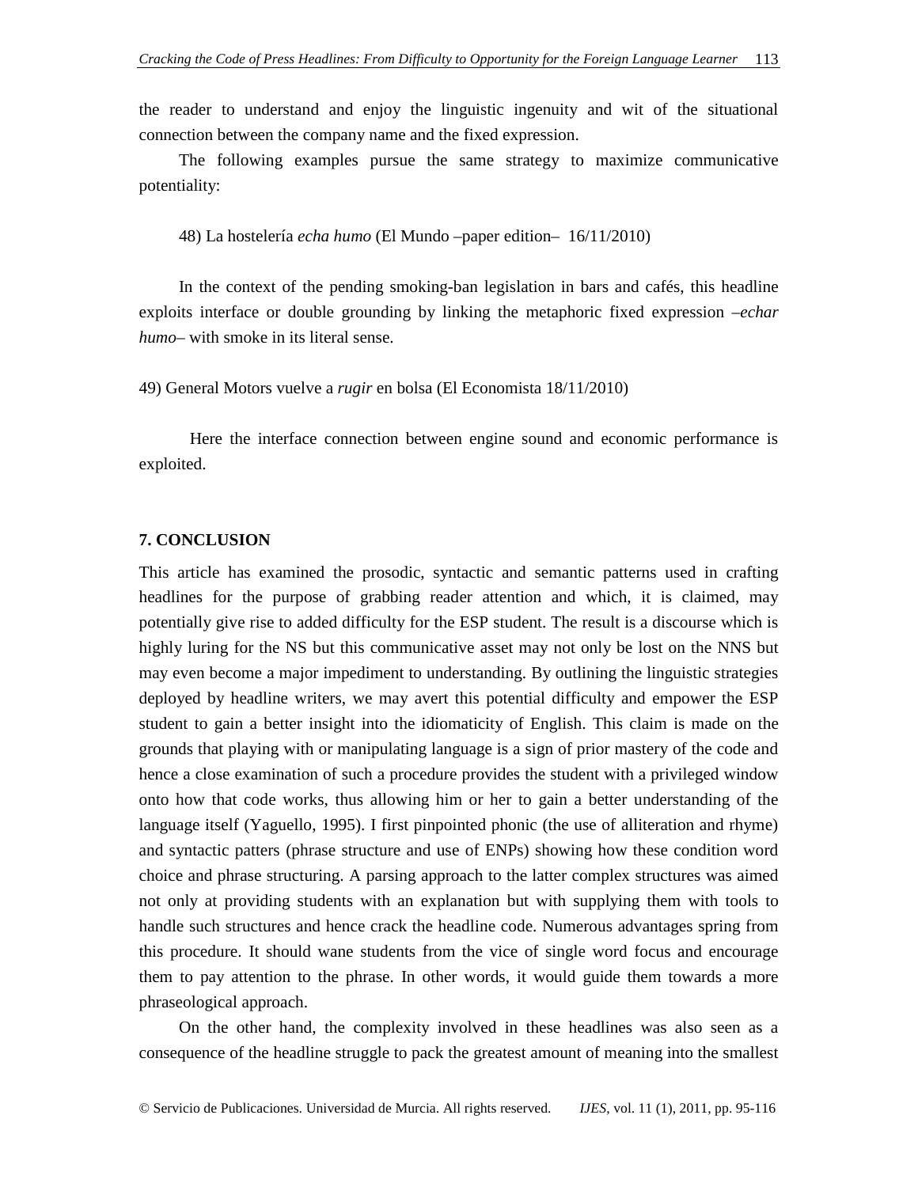the reader to understand and enjoy the linguistic ingenuity and wit of the situational connection between the company name and the fixed expression.

The following examples pursue the same strategy to maximize communicative potentiality:

48) La hostelería *echa humo* (El Mundo –paper edition– 16/11/2010)

In the context of the pending smoking-ban legislation in bars and cafés, this headline exploits interface or double grounding by linking the metaphoric fixed expression –*echar humo*– with smoke in its literal sense.

49) General Motors vuelve a *rugir* en bolsa (El Economista 18/11/2010)

Here the interface connection between engine sound and economic performance is exploited.

## 7. CONCLUSION

This article has examined the prosodic, syntactic and semantic patterns used in crafting headlines for the purpose of grabbing reader attention and which, it is claimed, may potentially give rise to added difficulty for the ESP student. The result is a discourse which is highly luring for the NS but this communicative asset may not only be lost on the NNS but may even become a major impediment to understanding. By outlining the linguistic strategies deployed by headline writers, we may avert this potential difficulty and empower the ESP student to gain a better insight into the idiomaticity of English. This claim is made on the grounds that playing with or manipulating language is a sign of prior mastery of the code and hence a close examination of such a procedure provides the student with a privileged window onto how that code works, thus allowing him or her to gain a better understanding of the language itself (Yaguello, 1995). I first pinpointed phonic (the use of alliteration and rhyme) and syntactic patters (phrase structure and use of ENPs) showing how these condition word choice and phrase structuring. A parsing approach to the latter complex structures was aimed not only at providing students with an explanation but with supplying them with tools to handle such structures and hence crack the headline code. Numerous advantages spring from this procedure. It should wane students from the vice of single word focus and encourage them to pay attention to the phrase. In other words, it would guide them towards a more phraseological approach.

On the other hand, the complexity involved in these headlines was also seen as a consequence of the headline struggle to pack the greatest amount of meaning into the smallest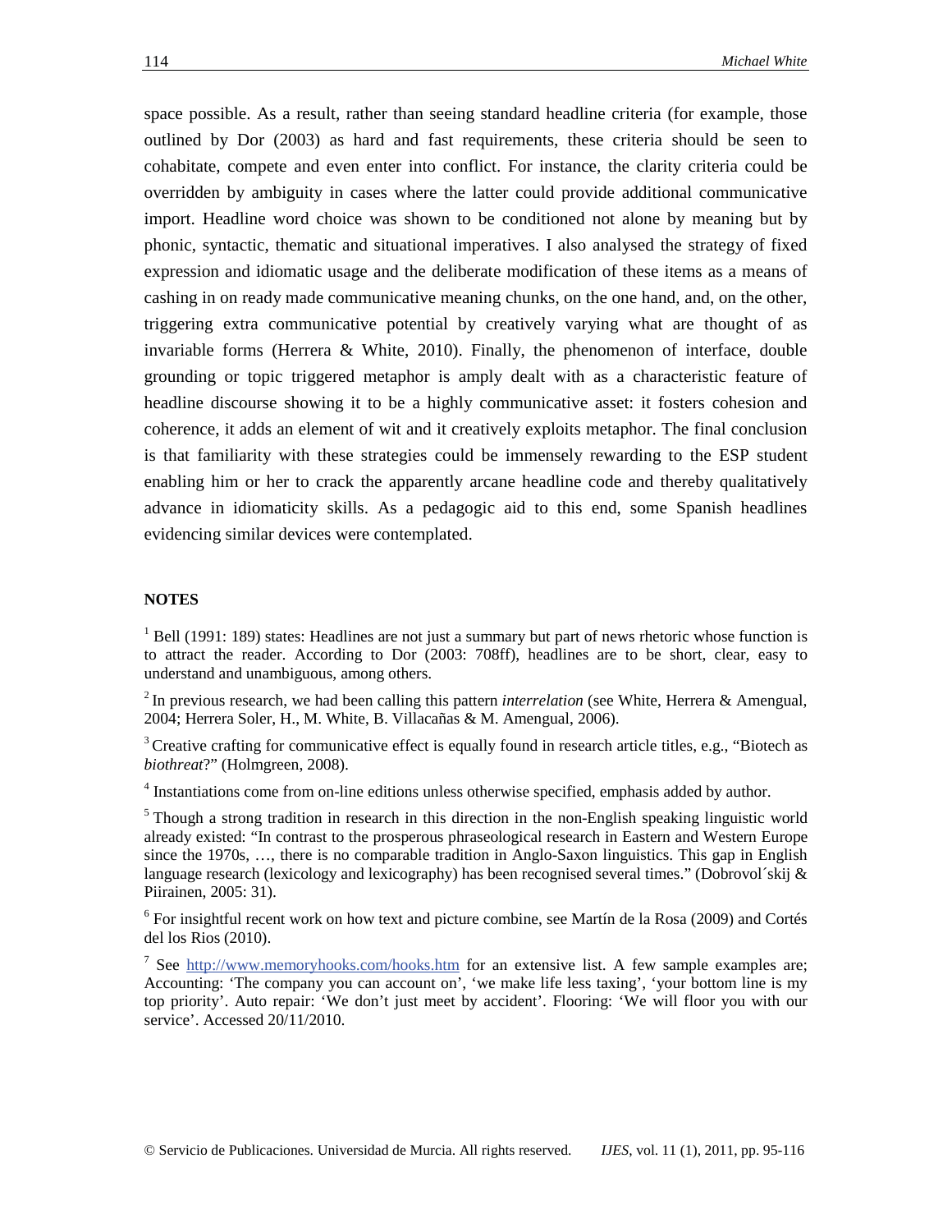space possible. As a result, rather than seeing standard headline criteria (for example, those outlined by Dor (2003) as hard and fast requirements, these criteria should be seen to cohabitate, compete and even enter into conflict. For instance, the clarity criteria could be overridden by ambiguity in cases where the latter could provide additional communicative import. Headline word choice was shown to be conditioned not alone by meaning but by phonic, syntactic, thematic and situational imperatives. I also analysed the strategy of fixed expression and idiomatic usage and the deliberate modification of these items as a means of cashing in on ready made communicative meaning chunks, on the one hand, and, on the other, triggering extra communicative potential by creatively varying what are thought of as invariable forms (Herrera & White, 2010). Finally, the phenomenon of interface, double grounding or topic triggered metaphor is amply dealt with as a characteristic feature of headline discourse showing it to be a highly communicative asset: it fosters cohesion and coherence, it adds an element of wit and it creatively exploits metaphor. The final conclusion is that familiarity with these strategies could be immensely rewarding to the ESP student enabling him or her to crack the apparently arcane headline code and thereby qualitatively advance in idiomaticity skills. As a pedagogic aid to this end, some Spanish headlines evidencing similar devices were contemplated.

## NOTES

[1] Bell (1991: 189) states: Headlines are not just a summary but part of news rhetoric whose function is to attract the reader. According to Dor (2003: 708ff), headlines are to be short, clear, easy to understand and unambiguous, among others.

[2] In previous research, we had been calling this pattern *interrelation* (see White, Herrera & Amengual, 2004; Herrera Soler, H., M. White, B. Villacañas & M. Amengual, 2006).

[3] Creative crafting for communicative effect is equally found in research article titles, e.g., "Biotech as *biothreat*?" (Holmgreen, 2008).

[4] Instantiations come from on-line editions unless otherwise specified, emphasis added by author.

[5] Though a strong tradition in research in this direction in the non-English speaking linguistic world already existed: "In contrast to the prosperous phraseological research in Eastern and Western Europe since the 1970s, …, there is no comparable tradition in Anglo-Saxon linguistics. This gap in English language research (lexicology and lexicography) has been recognised several times." (Dobrovol´skij & Piirainen, 2005: 31).

[6] For insightful recent work on how text and picture combine, see Martín de la Rosa (2009) and Cortés del los Rios (2010).

[7] See http://www.memoryhooks.com/hooks.htm for an extensive list. A few sample examples are; Accounting: 'The company you can account on', 'we make life less taxing', 'your bottom line is my top priority'. Auto repair: 'We don't just meet by accident'. Flooring: 'We will floor you with our service'. Accessed 20/11/2010.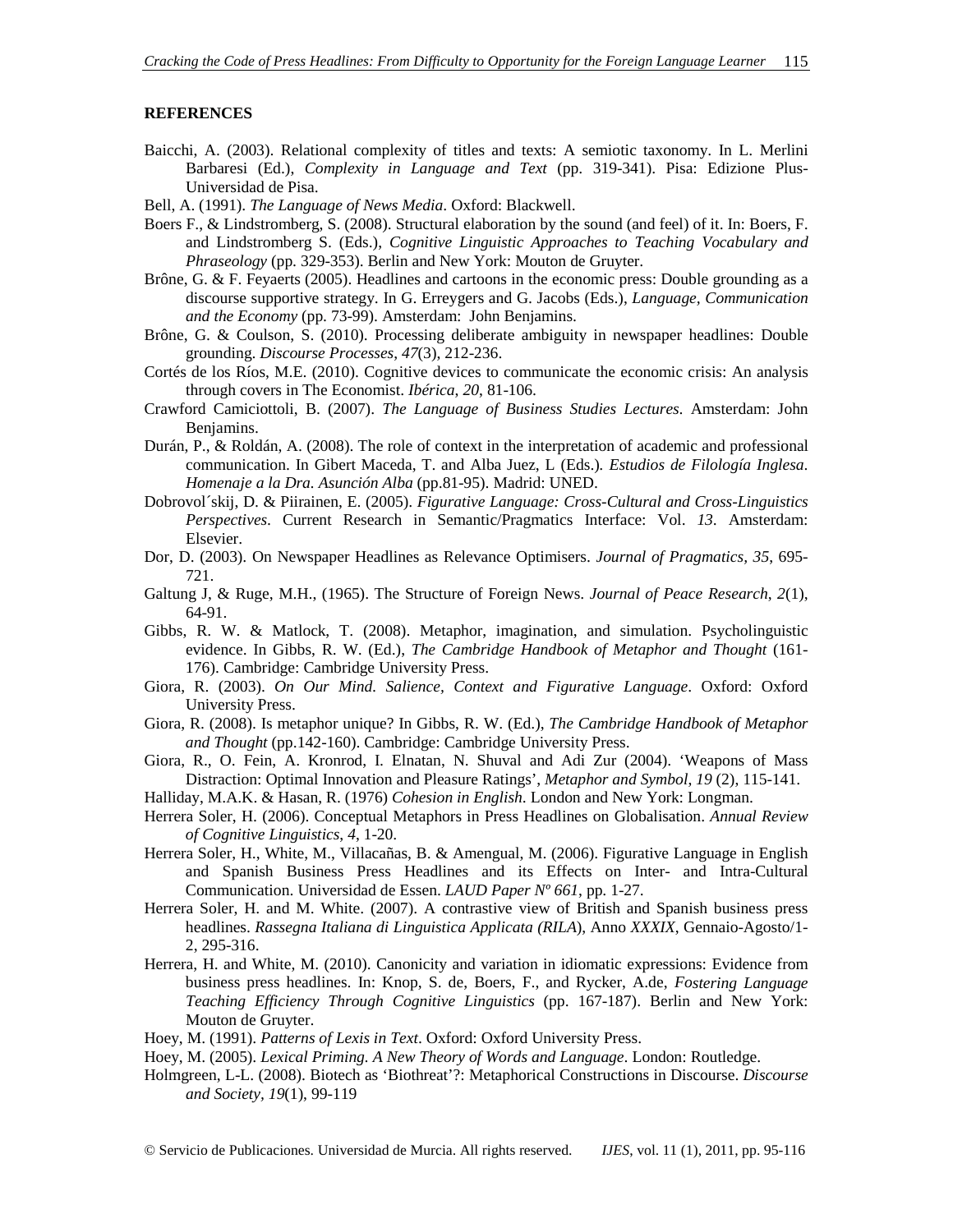**REFERENCES**

Baicchi, A. (2003). Relational complexity of titles and texts: A semiotic taxonomy. In L. Merlini Barbaresi (Ed.), *Complexity in Language and Text* (pp. 319-341). Pisa: Edizione Plus-Universidad de Pisa.

Bell, A. (1991). *The Language of News Media*. Oxford: Blackwell.

Boers F., & Lindstromberg, S. (2008). Structural elaboration by the sound (and feel) of it. In: Boers, F. and Lindstromberg S. (Eds.), *Cognitive Linguistic Approaches to Teaching Vocabulary and Phraseology* (pp. 329-353). Berlin and New York: Mouton de Gruyter.

Brône, G. & F. Feyaerts (2005). Headlines and cartoons in the economic press: Double grounding as a discourse supportive strategy. In G. Erreygers and G. Jacobs (Eds.), *Language, Communication and the Economy* (pp. 73-99). Amsterdam: John Benjamins.

Brône, G. & Coulson, S. (2010). Processing deliberate ambiguity in newspaper headlines: Double grounding. *Discourse Processes*, *47*(3), 212-236.

Cortés de los Ríos, M.E. (2010). Cognitive devices to communicate the economic crisis: An analysis through covers in The Economist. *Ibérica*, *20*, 81-106.

Crawford Camiciottoli, B. (2007). *The Language of Business Studies Lectures*. Amsterdam: John Benjamins.

Durán, P., & Roldán, A. (2008). The role of context in the interpretation of academic and professional communication. In Gibert Maceda, T. and Alba Juez, L (Eds.)*. Estudios de Filología Inglesa. Homenaje a la Dra. Asunción Alba* (pp.81-95). Madrid: UNED.

Dobrovol´skij, D. & Piirainen, E. (2005). *Figurative Language: Cross-Cultural and Cross-Linguistics Perspectives*. Current Research in Semantic/Pragmatics Interface: Vol. *13*. Amsterdam: Elsevier.

Dor, D. (2003). On Newspaper Headlines as Relevance Optimisers. *Journal of Pragmatics, 35*, 695-721.

Galtung J, & Ruge, M.H., (1965). The Structure of Foreign News. *Journal of Peace Research*, *2*(1), 64-91.

Gibbs, R. W. & Matlock, T. (2008). Metaphor, imagination, and simulation. Psycholinguistic evidence. In Gibbs, R. W. (Ed.), *The Cambridge Handbook of Metaphor and Thought* (161-176). Cambridge: Cambridge University Press.

Giora, R. (2003). *On Our Mind. Salience, Context and Figurative Language*. Oxford: Oxford University Press.

Giora, R. (2008). Is metaphor unique? In Gibbs, R. W. (Ed.), *The Cambridge Handbook of Metaphor and Thought* (pp.142-160). Cambridge: Cambridge University Press.

Giora, R., O. Fein, A. Kronrod, I. Elnatan, N. Shuval and Adi Zur (2004). 'Weapons of Mass Distraction: Optimal Innovation and Pleasure Ratings', *Metaphor and Symbol, 19* (2), 115-141.

Halliday, M.A.K. & Hasan, R. (1976) *Cohesion in English*. London and New York: Longman.

Herrera Soler, H. (2006). Conceptual Metaphors in Press Headlines on Globalisation. *Annual Review of Cognitive Linguistics, 4*, 1-20.

Herrera Soler, H., White, M., Villacañas, B. & Amengual, M. (2006). Figurative Language in English and Spanish Business Press Headlines and its Effects on Inter- and Intra-Cultural Communication. Universidad de Essen. *LAUD Paper Nº 661*, pp. 1-27.

Herrera Soler, H. and M. White. (2007). A contrastive view of British and Spanish business press headlines. *Rassegna Italiana di Linguistica Applicata (RILA*), Anno *XXXIX*, Gennaio-Agosto/1-2, 295-316.

Herrera, H. and White, M. (2010). Canonicity and variation in idiomatic expressions: Evidence from business press headlines. In: Knop, S. de, Boers, F., and Rycker, A.de, *Fostering Language Teaching Efficiency Through Cognitive Linguistics* (pp. 167-187). Berlin and New York: Mouton de Gruyter.

Hoey, M. (1991). *Patterns of Lexis in Text*. Oxford: Oxford University Press.

Hoey, M. (2005). *Lexical Priming. A New Theory of Words and Language*. London: Routledge.

Holmgreen, L-L. (2008). Biotech as 'Biothreat'?: Metaphorical Constructions in Discourse. *Discourse and Society, 19*(1), 99-119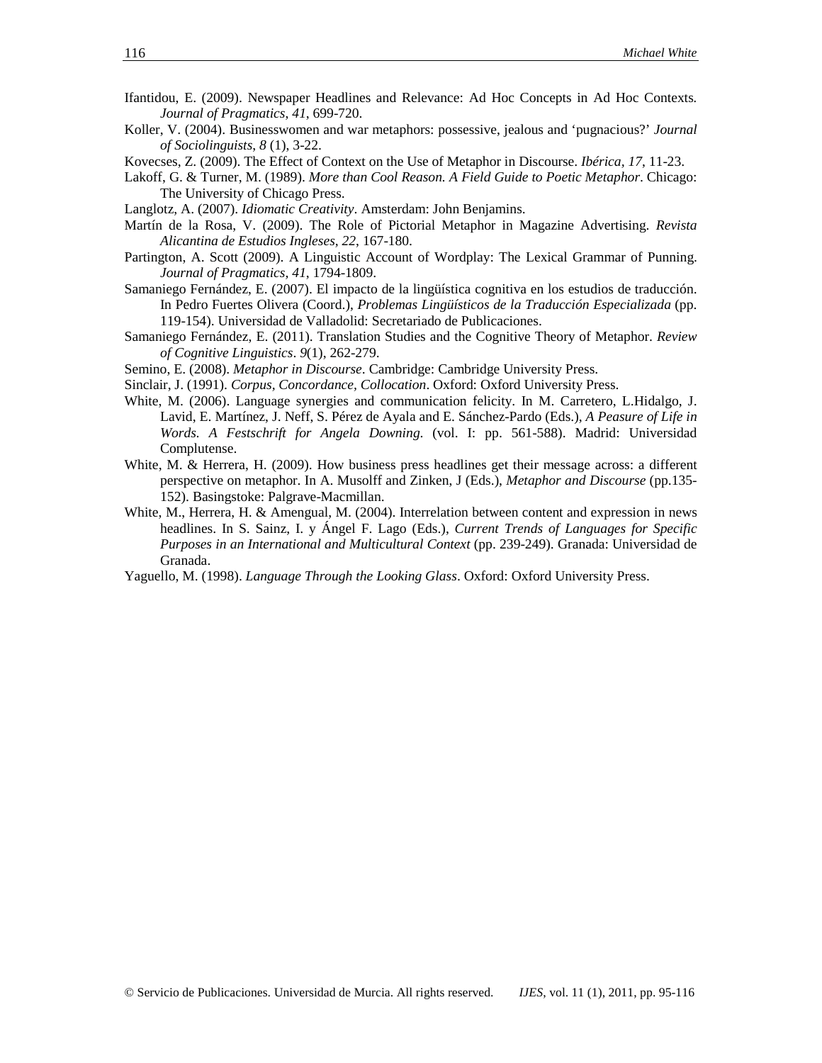Ifantidou, E. (2009). Newspaper Headlines and Relevance: Ad Hoc Concepts in Ad Hoc Contexts. *Journal of Pragmatics*, *41*, 699-720.

Koller, V. (2004). Businesswomen and war metaphors: possessive, jealous and 'pugnacious?' *Journal of Sociolinguists*, *8* (1), 3-22.

Kovecses, Z. (2009). The Effect of Context on the Use of Metaphor in Discourse. *Ibérica*, *17*, 11-23.

Lakoff, G. & Turner, M. (1989). *More than Cool Reason. A Field Guide to Poetic Metaphor*. Chicago: The University of Chicago Press.

Langlotz, A. (2007). *Idiomatic Creativity*. Amsterdam: John Benjamins.

Martín de la Rosa, V. (2009). The Role of Pictorial Metaphor in Magazine Advertising. *Revista Alicantina de Estudios Ingleses*, *22*, 167-180.

Partington, A. Scott (2009). A Linguistic Account of Wordplay: The Lexical Grammar of Punning. *Journal of Pragmatics*, *41*, 1794-1809.

Samaniego Fernández, E. (2007). El impacto de la lingüística cognitiva en los estudios de traducción. In Pedro Fuertes Olivera (Coord.), *Problemas Lingüísticos de la Traducción Especializada* (pp. 119-154). Universidad de Valladolid: Secretariado de Publicaciones.

Samaniego Fernández, E. (2011). Translation Studies and the Cognitive Theory of Metaphor. *Review of Cognitive Linguistics*. *9*(1), 262-279.

Semino, E. (2008). *Metaphor in Discourse*. Cambridge: Cambridge University Press.

Sinclair, J. (1991). *Corpus, Concordance, Collocation*. Oxford: Oxford University Press.

White, M. (2006). Language synergies and communication felicity. In M. Carretero, L.Hidalgo, J. Lavid, E. Martínez, J. Neff, S. Pérez de Ayala and E. Sánchez-Pardo (Eds.), *A Peasure of Life in Words. A Festschrift for Angela Downing*. (vol. I: pp. 561-588). Madrid: Universidad Complutense.

White, M. & Herrera, H. (2009). How business press headlines get their message across: a different perspective on metaphor. In A. Musolff and Zinken, J (Eds.), *Metaphor and Discourse* (pp.135-152). Basingstoke: Palgrave-Macmillan.

White, M., Herrera, H. & Amengual, M. (2004). Interrelation between content and expression in news headlines. In S. Sainz, I. y Ángel F. Lago (Eds.), *Current Trends of Languages for Specific Purposes in an International and Multicultural Context* (pp. 239-249). Granada: Universidad de Granada.

Yaguello, M. (1998). *Language Through the Looking Glass*. Oxford: Oxford University Press.